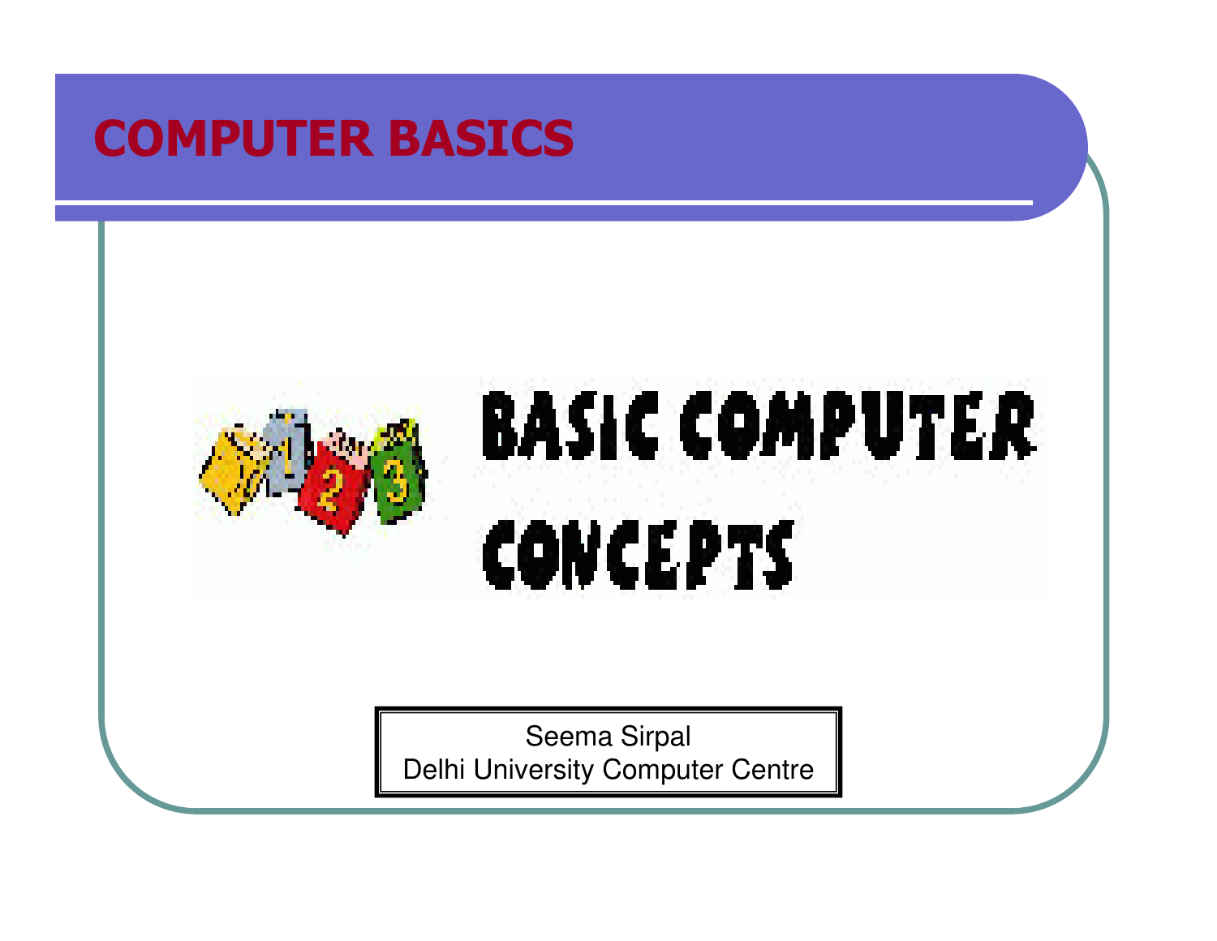# COMPUTER BASICS

BASIC COMPUTER CONCEPTS

Seema Sirpal
Delhi University Computer Centre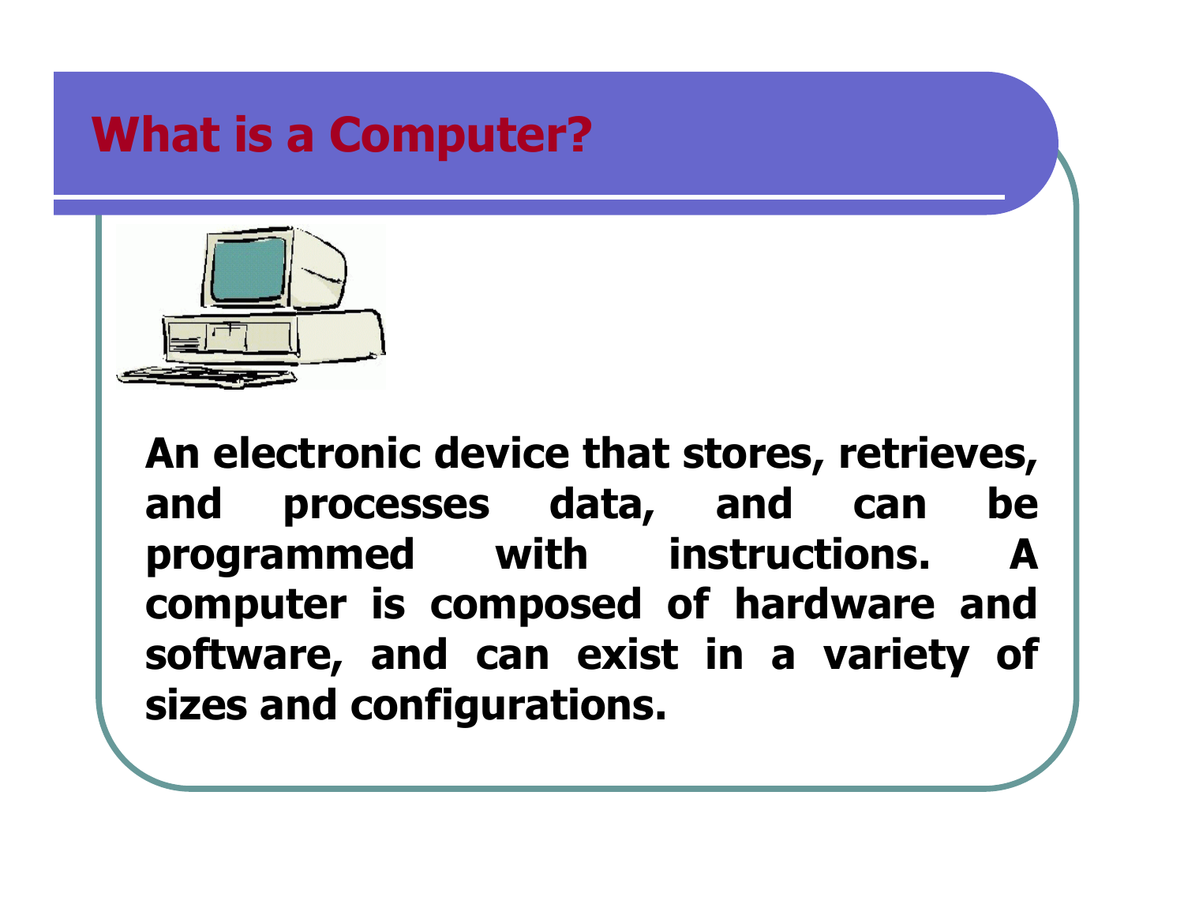# What is a Computer?

**An electronic device that stores, retrieves, and processes data, and can be programmed with instructions. A computer is composed of hardware and software, and can exist in a variety of sizes and configurations.**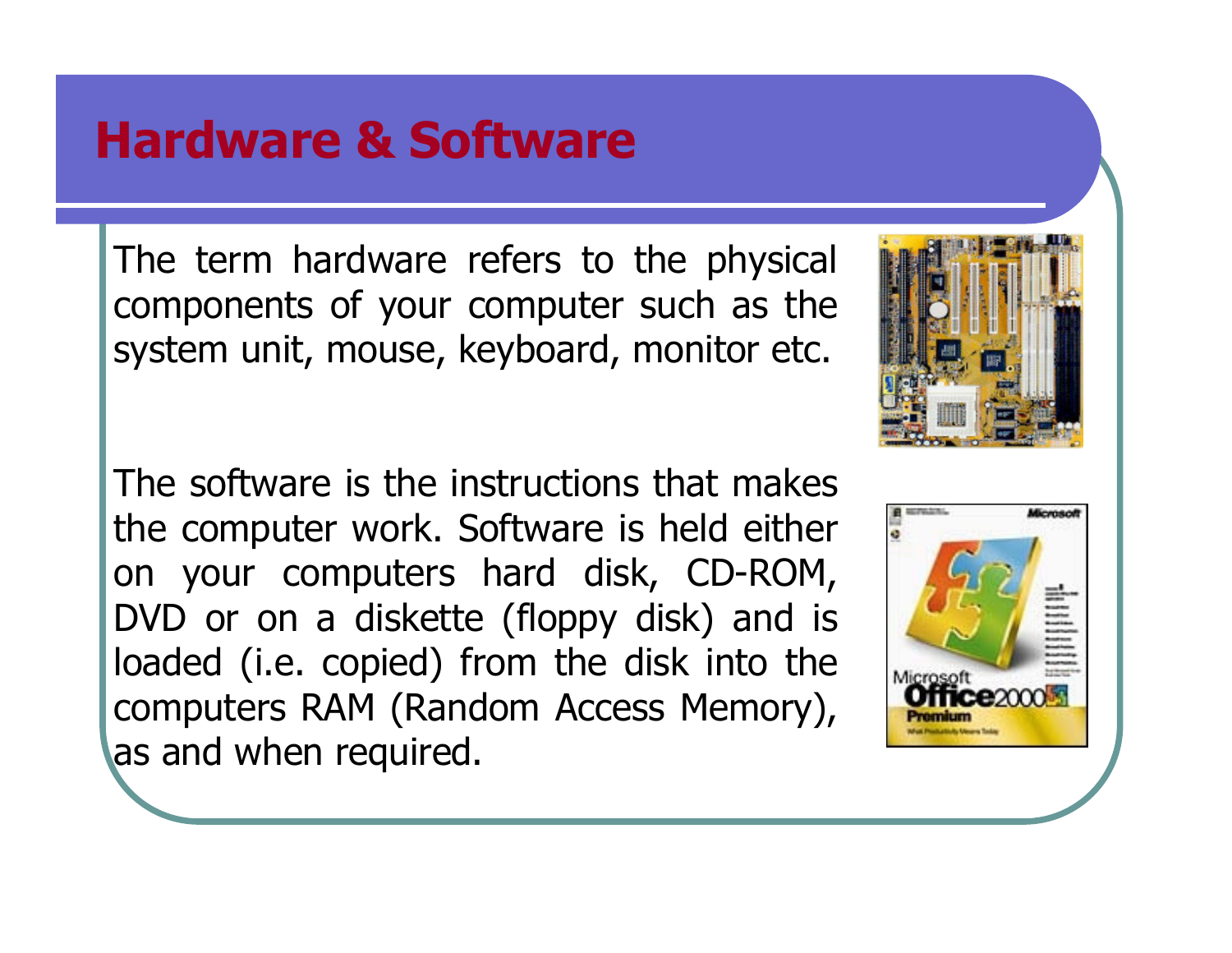# Hardware & Software

The term hardware refers to the physical components of your computer such as the system unit, mouse, keyboard, monitor etc.

The software is the instructions that makes the computer work. Software is held either on your computers hard disk, CD-ROM, DVD or on a diskette (floppy disk) and is loaded (i.e. copied) from the disk into the computers RAM (Random Access Memory), as and when required.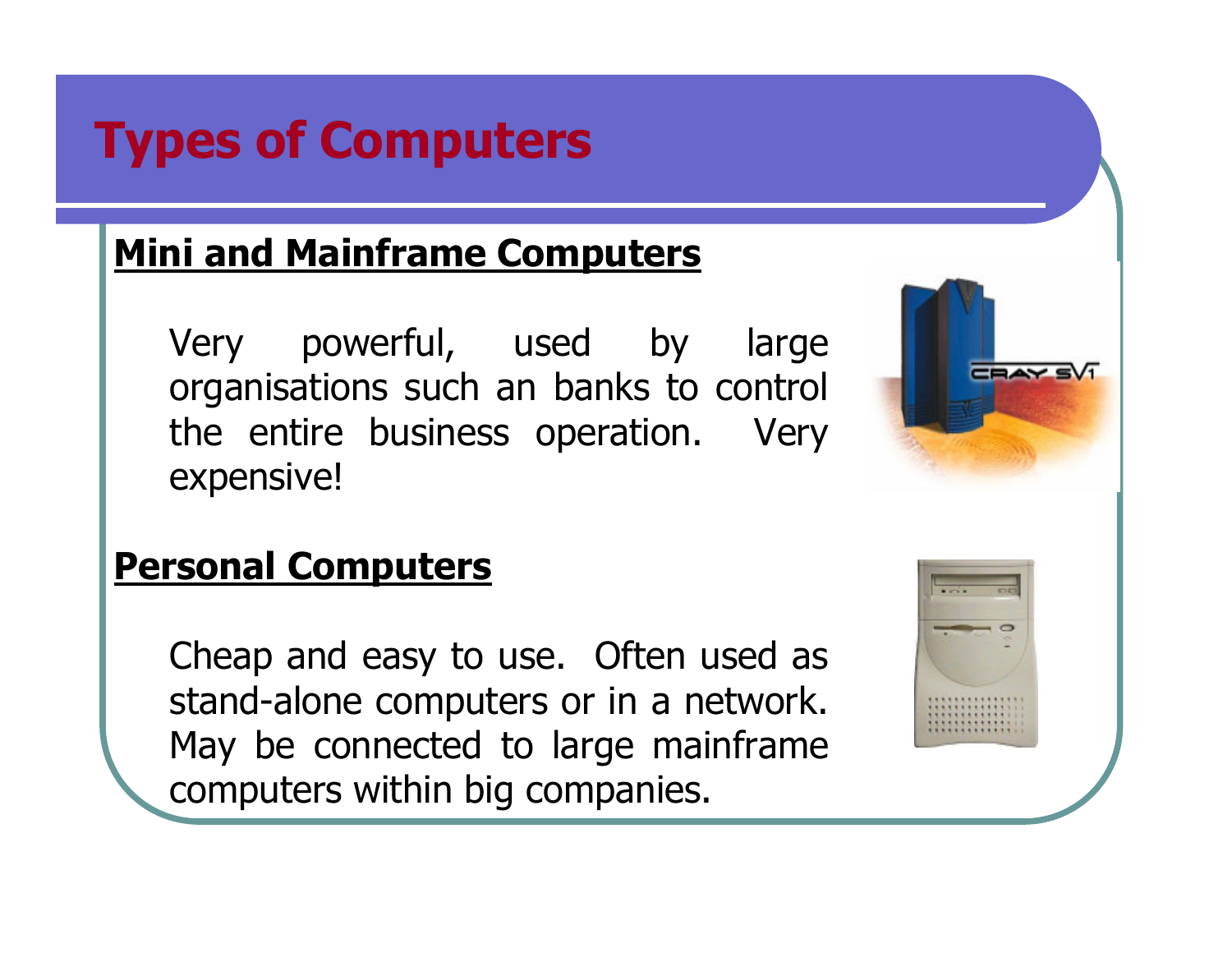# Types of Computers

**Mini and Mainframe Computers**

Very powerful, used by large organisations such an banks to control the entire business operation. Very expensive!

**Personal Computers**

Cheap and easy to use. Often used as stand-alone computers or in a network. May be connected to large mainframe computers within big companies.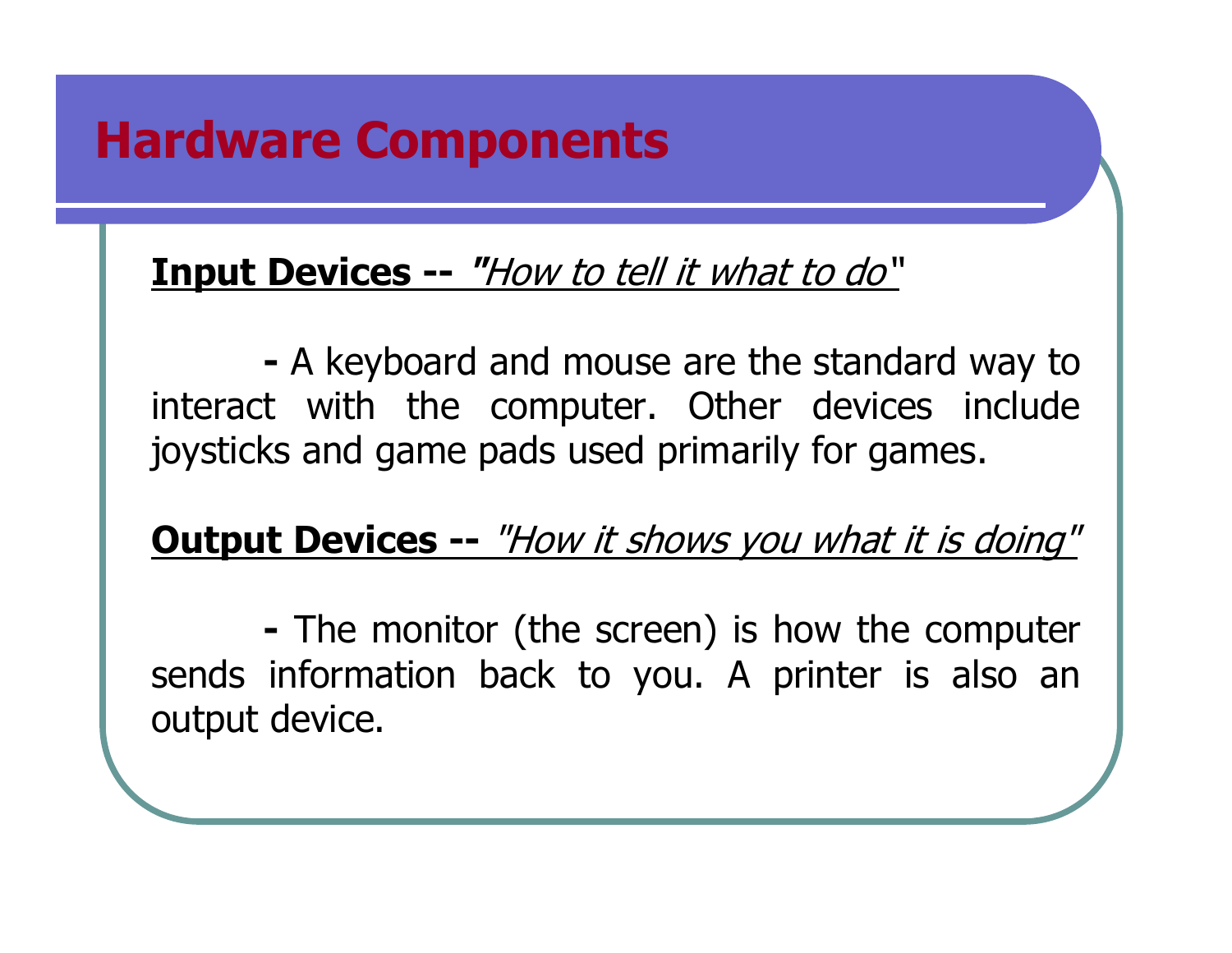# Hardware Components

**Input Devices --** *"How to tell it what to do"*

**-** A keyboard and mouse are the standard way to interact with the computer. Other devices include joysticks and game pads used primarily for games.

**Output Devices --** *"How it shows you what it is doing"*

**-** The monitor (the screen) is how the computer sends information back to you. A printer is also an output device.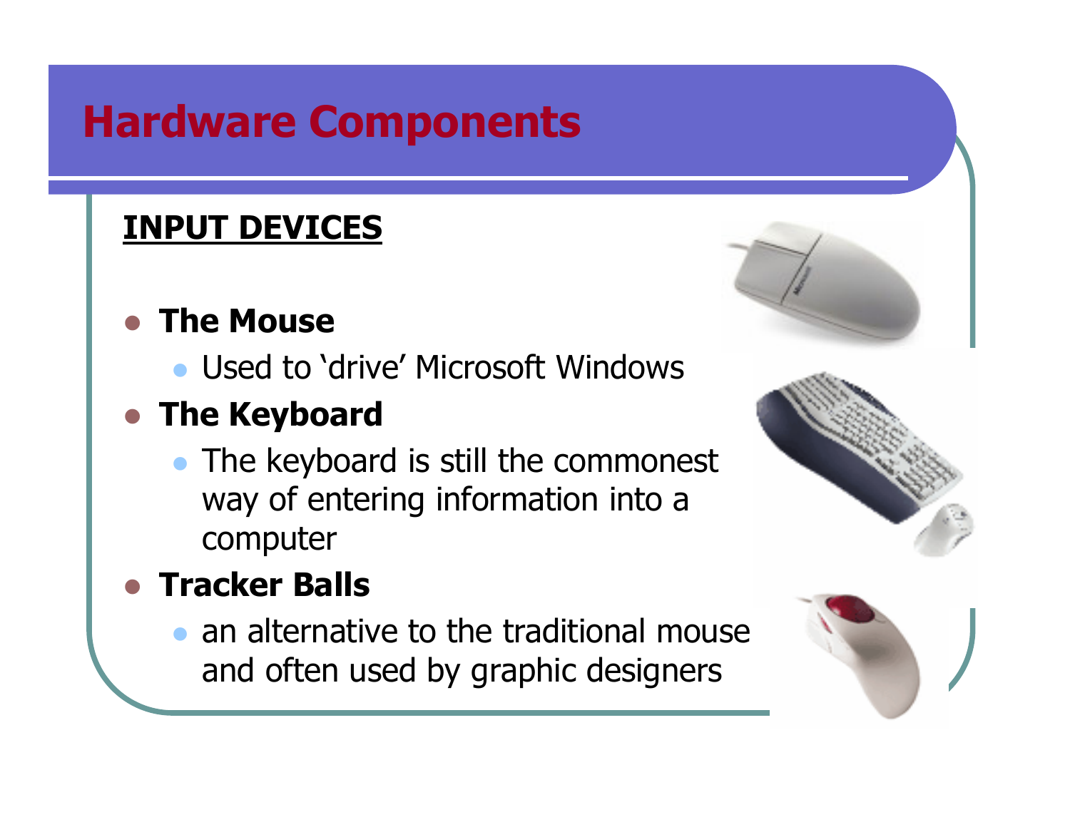# Hardware Components

**INPUT DEVICES**

- **The Mouse**
  - Used to 'drive' Microsoft Windows
- **The Keyboard**
  - The keyboard is still the commonest way of entering information into a computer
- **Tracker Balls**
  - an alternative to the traditional mouse and often used by graphic designers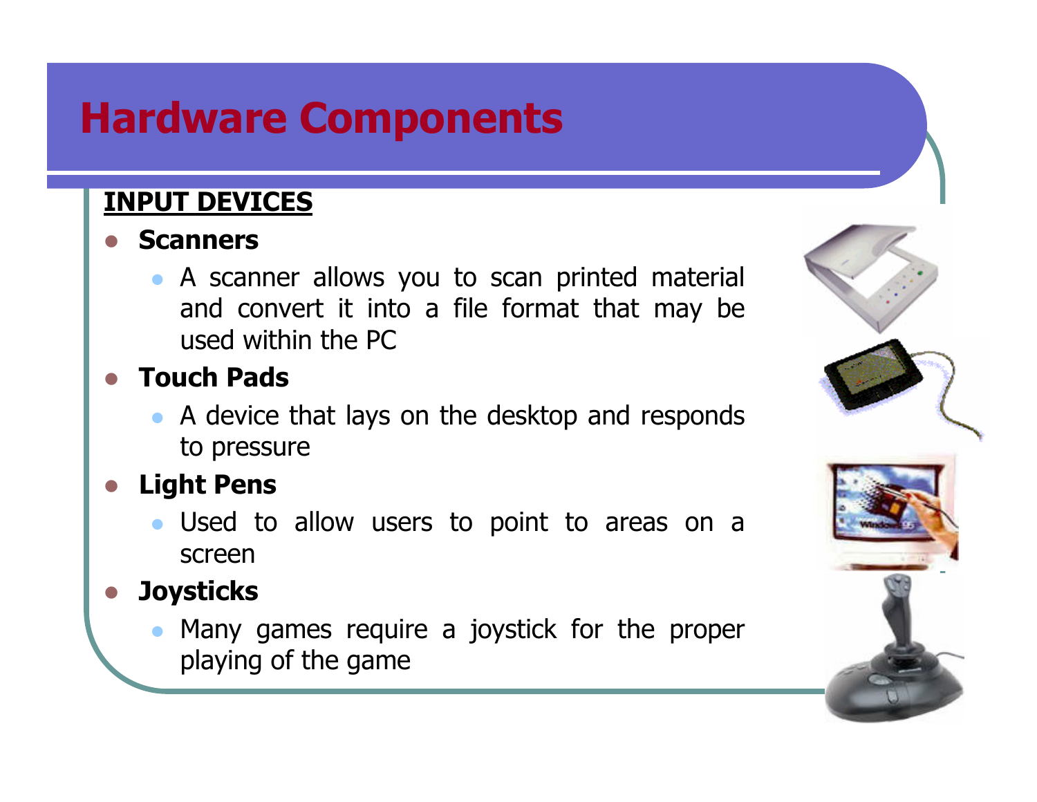# Hardware Components

**INPUT DEVICES**

- **Scanners**
  - A scanner allows you to scan printed material and convert it into a file format that may be used within the PC
- **Touch Pads**
  - A device that lays on the desktop and responds to pressure
- **Light Pens**
  - Used to allow users to point to areas on a screen
- **Joysticks**
  - Many games require a joystick for the proper playing of the game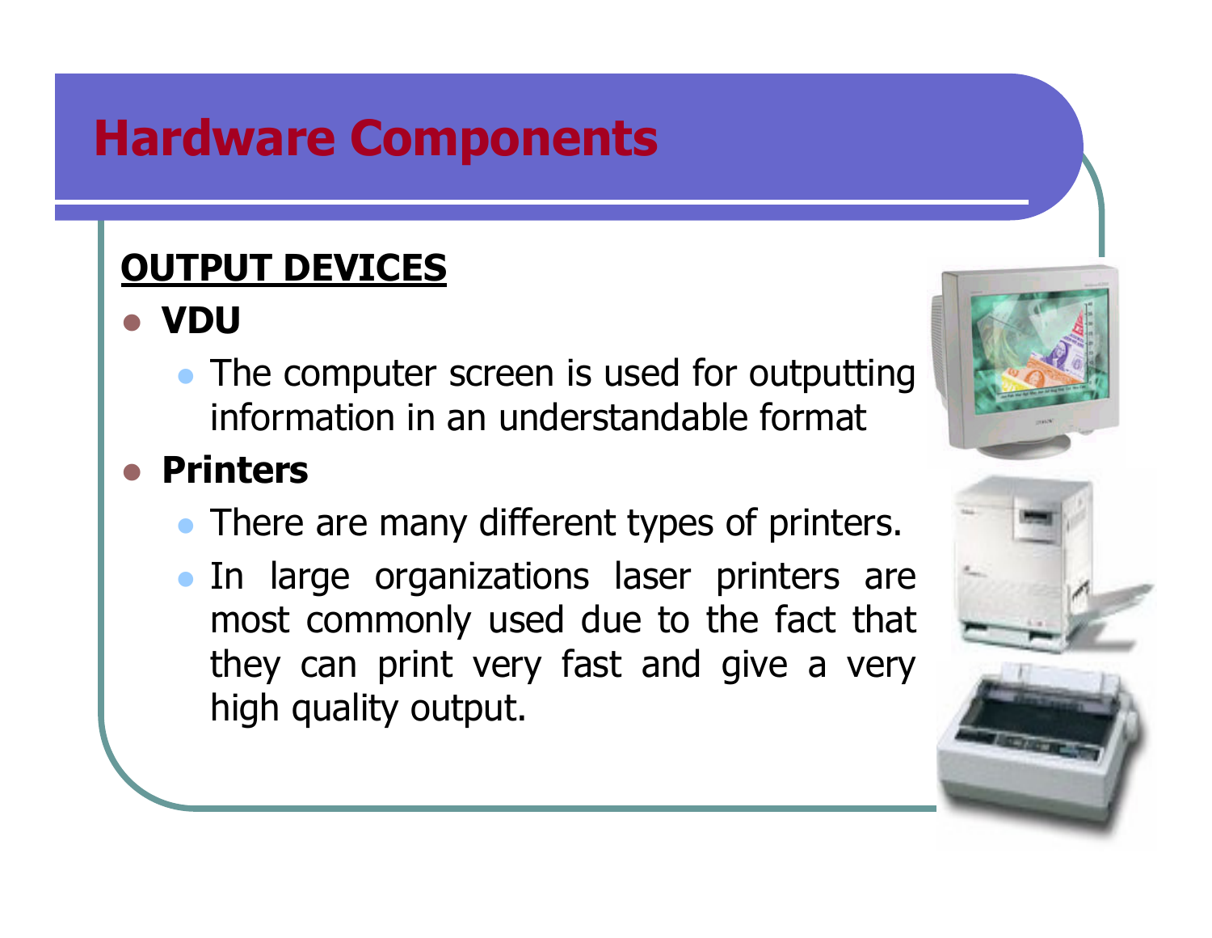# Hardware Components

**OUTPUT DEVICES**

- **VDU**
  - The computer screen is used for outputting information in an understandable format
- **Printers**
  - There are many different types of printers.
  - In large organizations laser printers are most commonly used due to the fact that they can print very fast and give a very high quality output.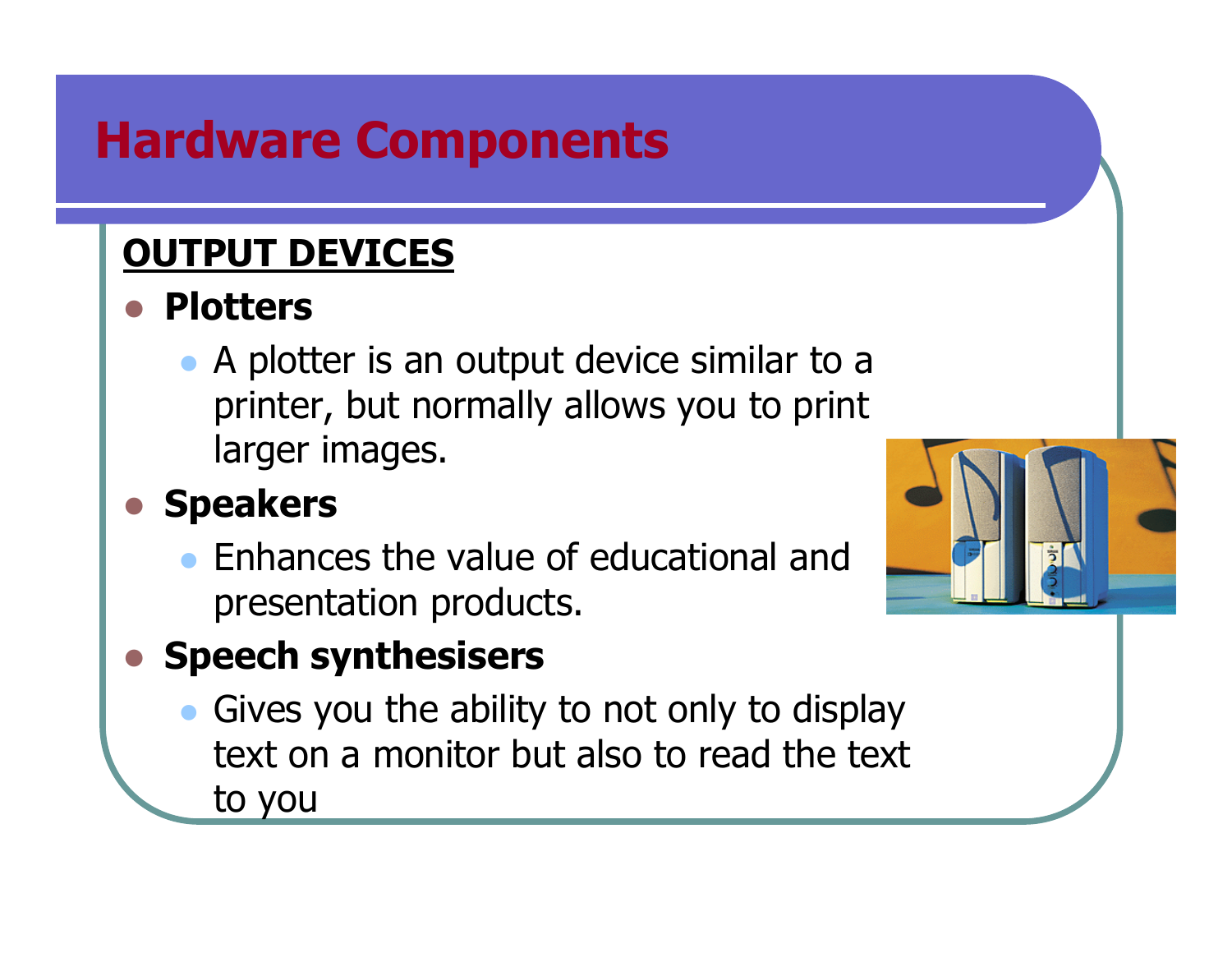# Hardware Components

**OUTPUT DEVICES**

- **Plotters**
  - A plotter is an output device similar to a printer, but normally allows you to print larger images.
- **Speakers**
  - Enhances the value of educational and presentation products.
- **Speech synthesisers**
  - Gives you the ability to not only to display text on a monitor but also to read the text to you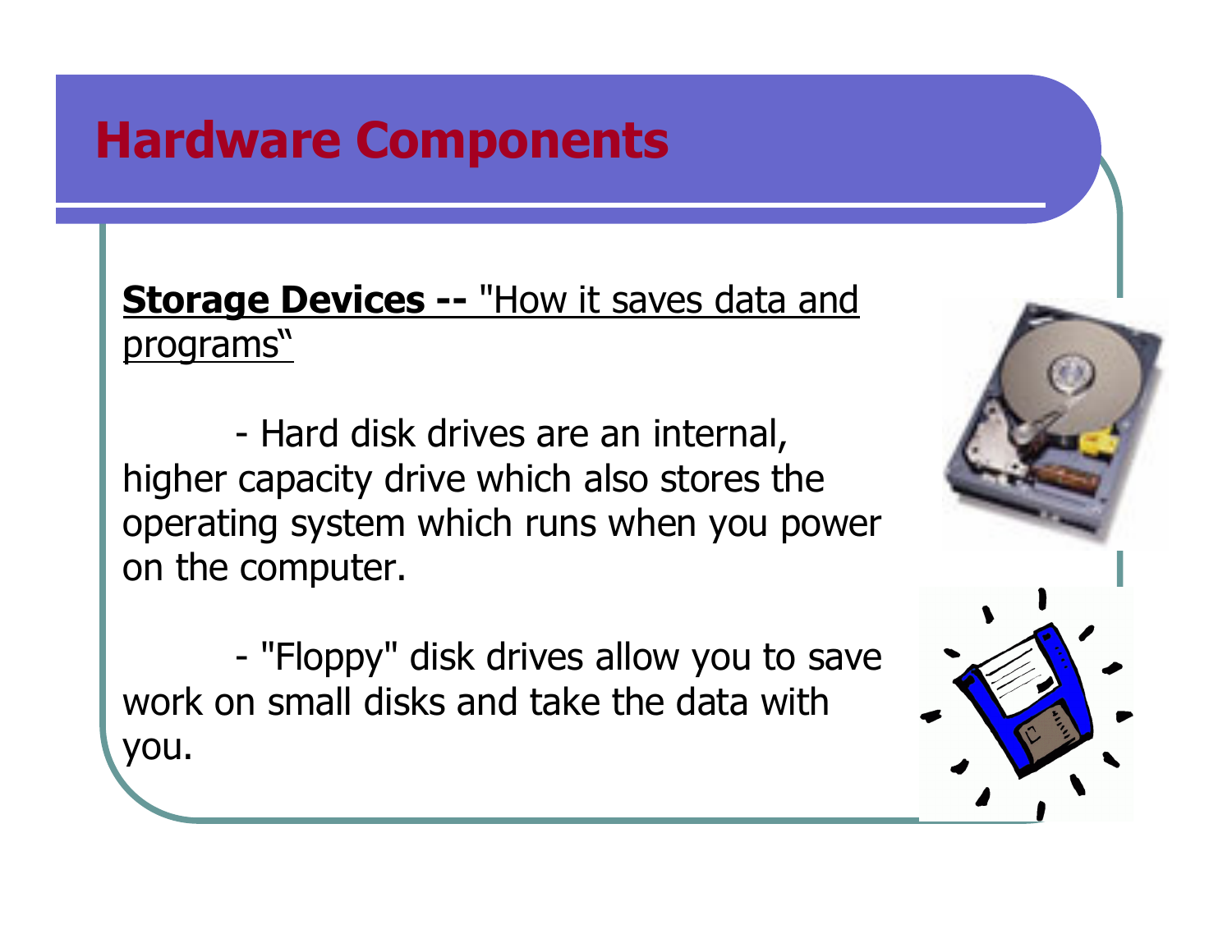# Hardware Components

**Storage Devices --** "How it saves data and programs"

- Hard disk drives are an internal, higher capacity drive which also stores the operating system which runs when you power on the computer.

- "Floppy" disk drives allow you to save work on small disks and take the data with you.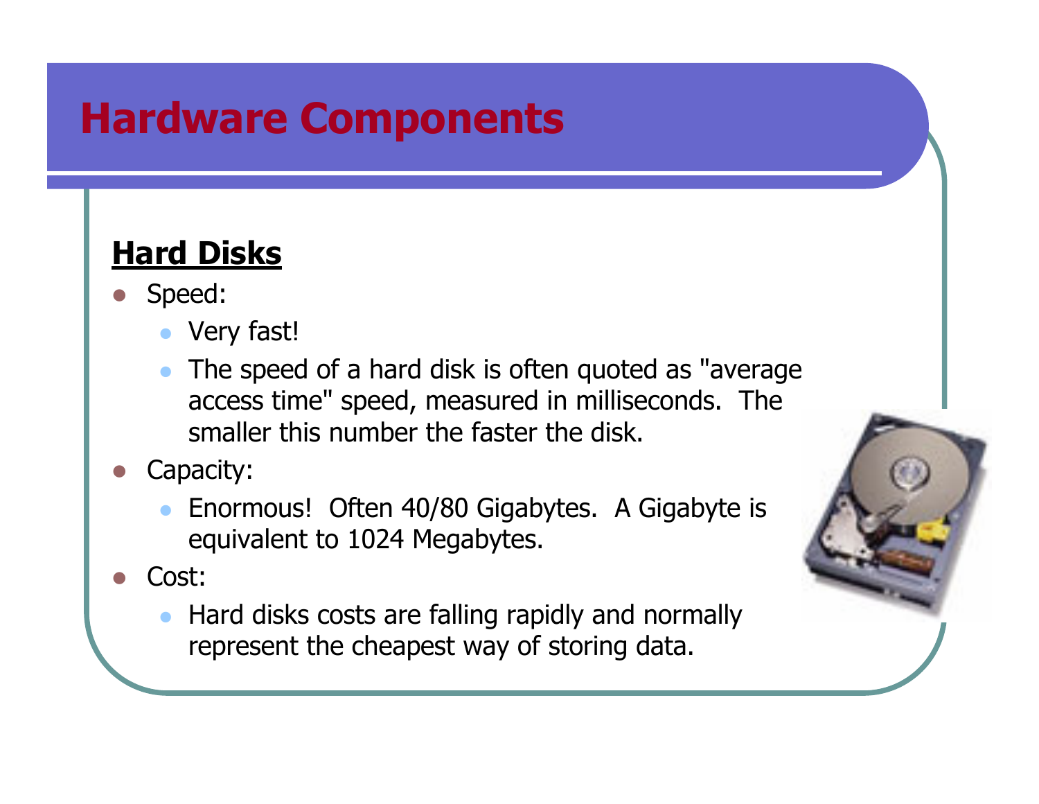# Hardware Components

## Hard Disks

- Speed:
  - Very fast!
  - The speed of a hard disk is often quoted as "average access time" speed, measured in milliseconds. The smaller this number the faster the disk.
- Capacity:
  - Enormous! Often 40/80 Gigabytes. A Gigabyte is equivalent to 1024 Megabytes.
- Cost:
  - Hard disks costs are falling rapidly and normally represent the cheapest way of storing data.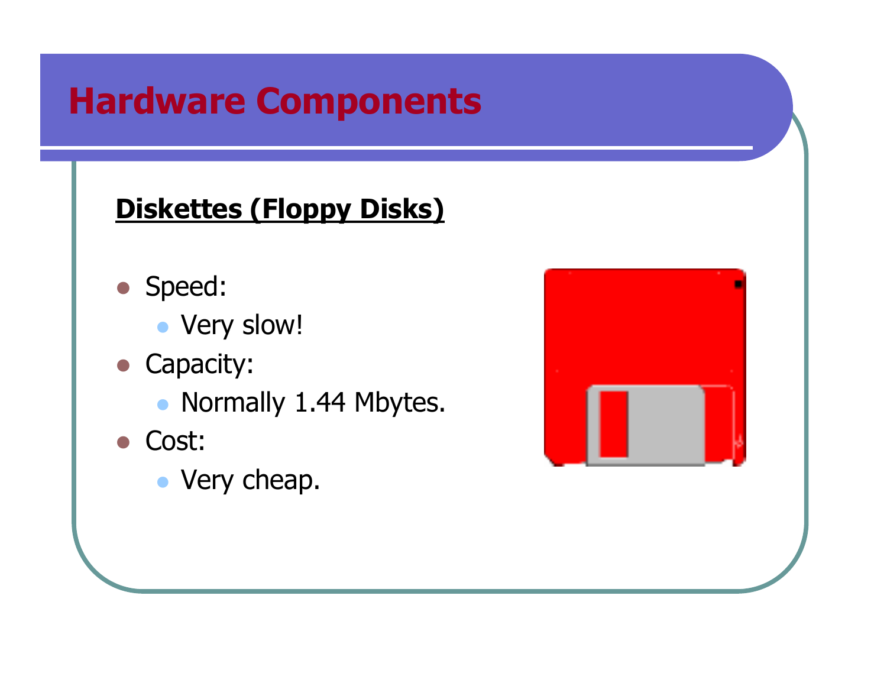# Hardware Components

**Diskettes (Floppy Disks)**

- Speed:
  - Very slow!
- Capacity:
  - Normally 1.44 Mbytes.
- Cost:
  - Very cheap.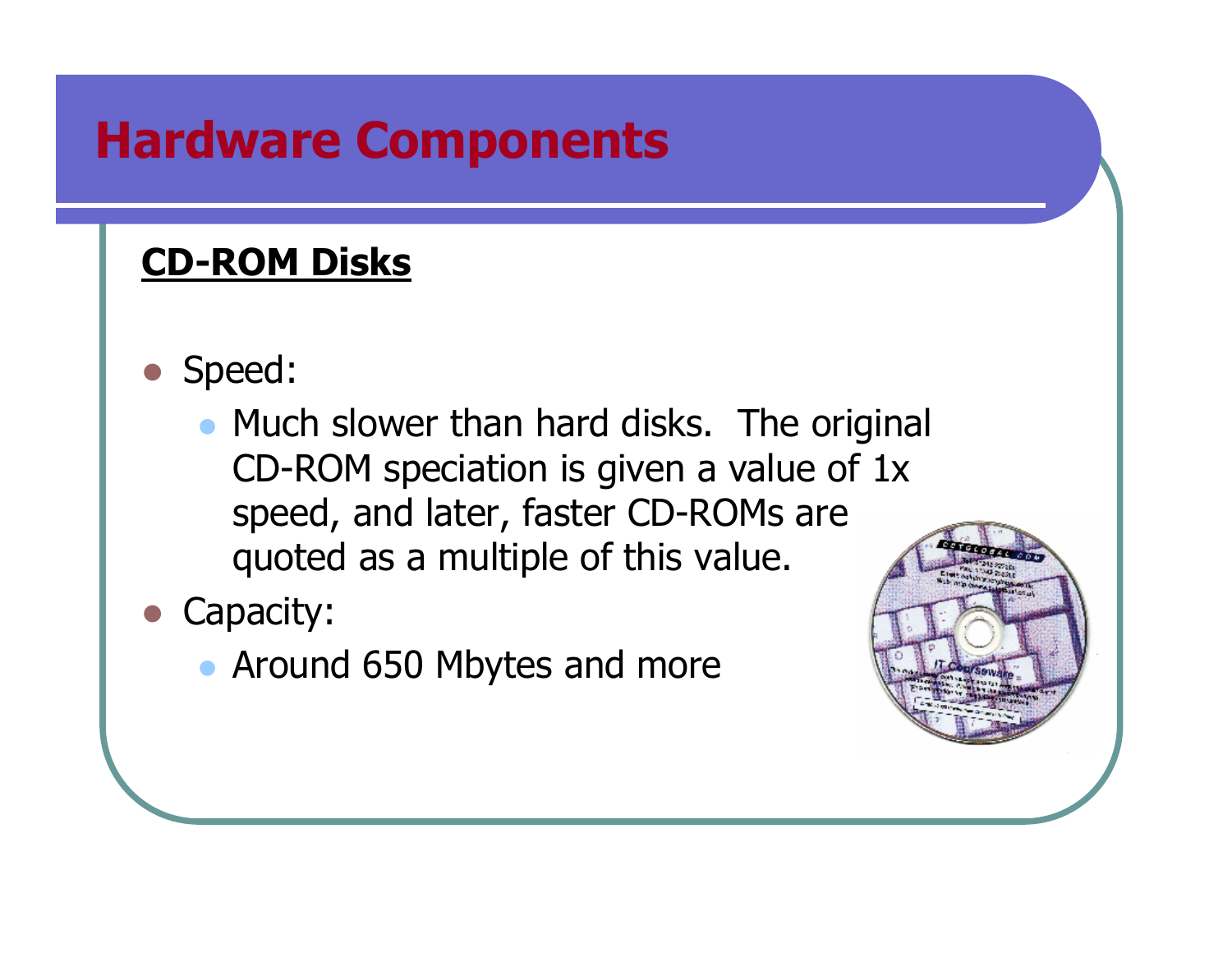# Hardware Components

**CD-ROM Disks**

- Speed:
  - Much slower than hard disks. The original CD-ROM speciation is given a value of 1x speed, and later, faster CD-ROMs are quoted as a multiple of this value.
- Capacity:
  - Around 650 Mbytes and more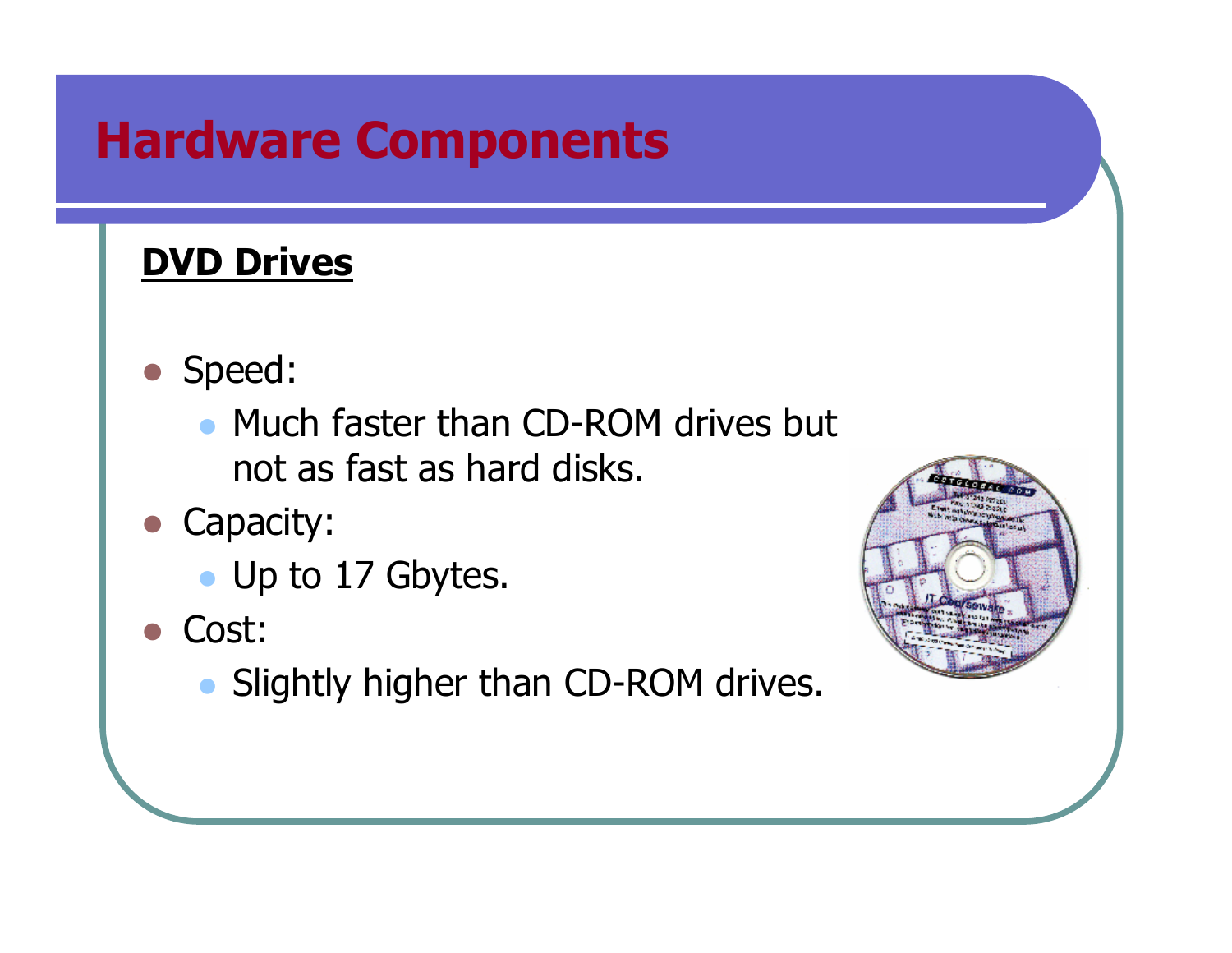# Hardware Components

**DVD Drives**

- Speed:
  - Much faster than CD-ROM drives but not as fast as hard disks.
- Capacity:
  - Up to 17 Gbytes.
- Cost:
  - Slightly higher than CD-ROM drives.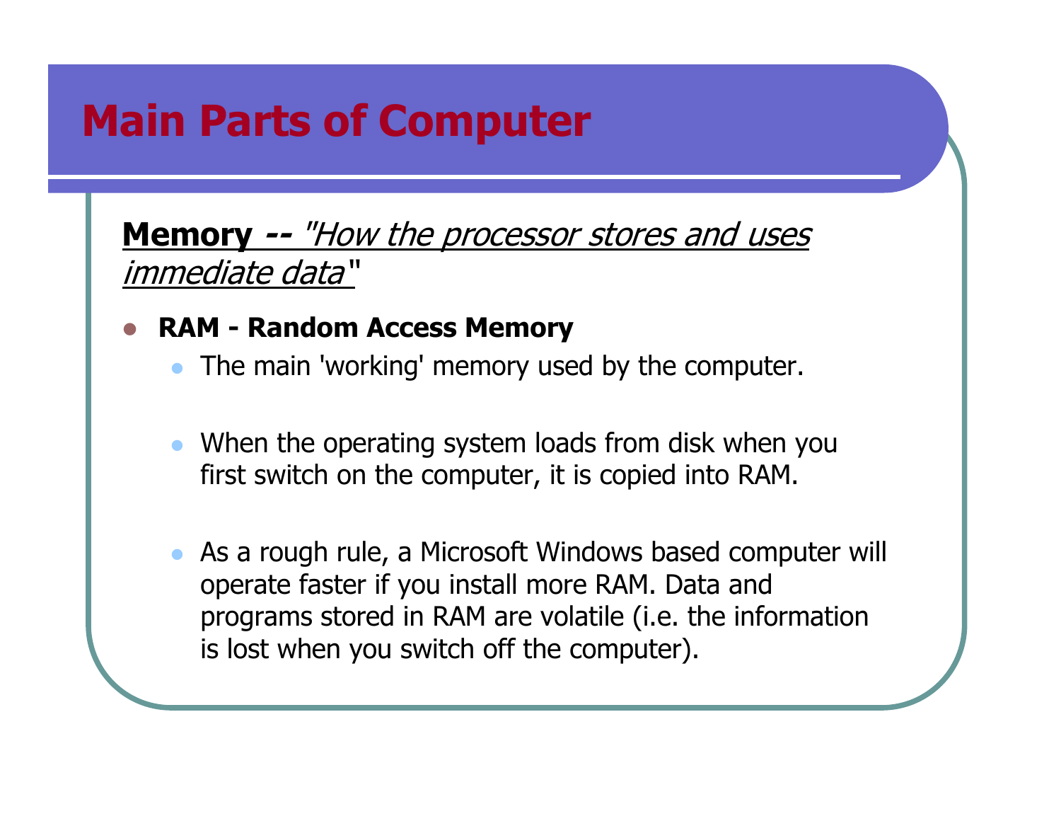# Main Parts of Computer

**Memory** -- *"How the processor stores and uses immediate data"*

- **RAM - Random Access Memory**
  - The main 'working' memory used by the computer.
  - When the operating system loads from disk when you first switch on the computer, it is copied into RAM.
  - As a rough rule, a Microsoft Windows based computer will operate faster if you install more RAM. Data and programs stored in RAM are volatile (i.e. the information is lost when you switch off the computer).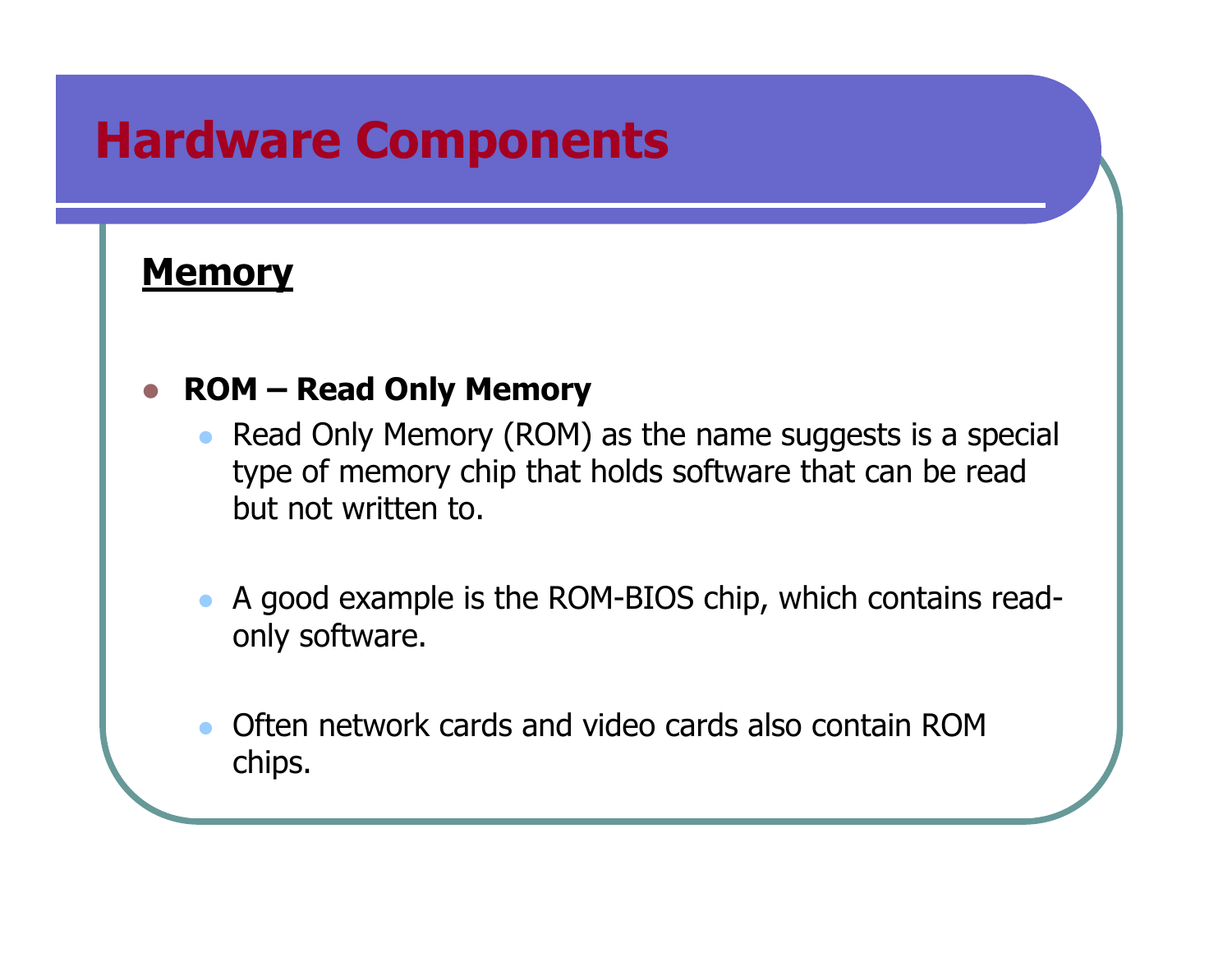# Hardware Components

## Memory

- **ROM – Read Only Memory**
  - Read Only Memory (ROM) as the name suggests is a special type of memory chip that holds software that can be read but not written to.
  - A good example is the ROM-BIOS chip, which contains read-only software.
  - Often network cards and video cards also contain ROM chips.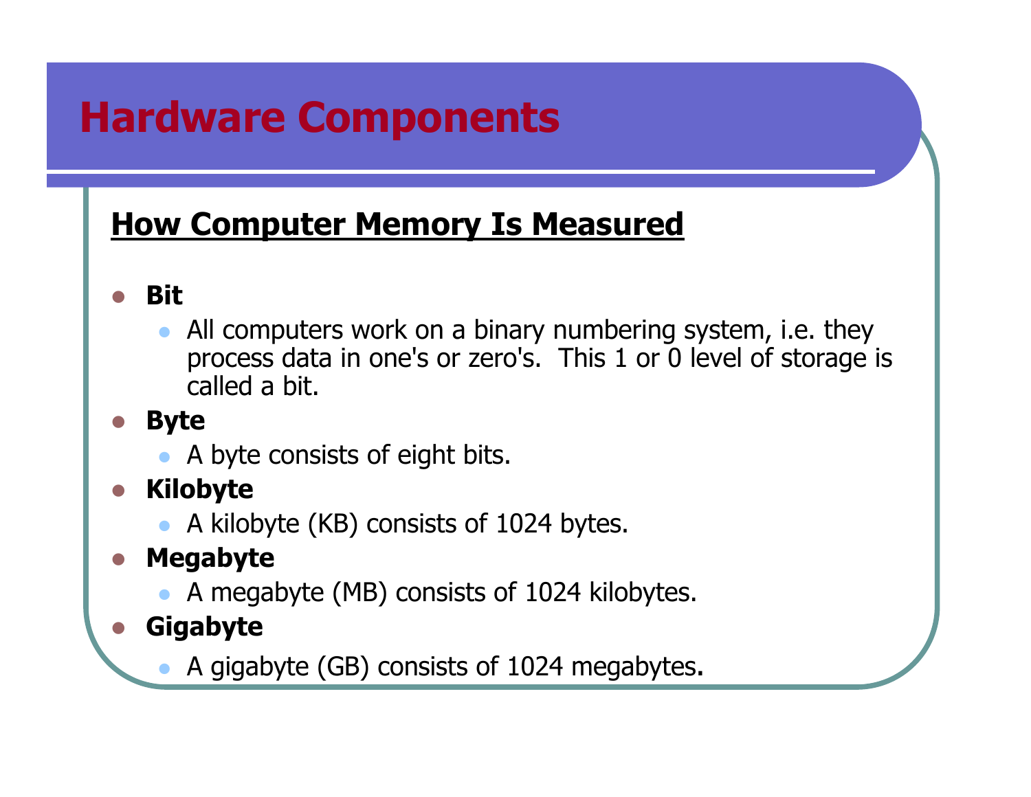# Hardware Components

## How Computer Memory Is Measured

- **Bit**
  - All computers work on a binary numbering system, i.e. they process data in one's or zero's. This 1 or 0 level of storage is called a bit.
- **Byte**
  - A byte consists of eight bits.
- **Kilobyte**
  - A kilobyte (KB) consists of 1024 bytes.
- **Megabyte**
  - A megabyte (MB) consists of 1024 kilobytes.
- **Gigabyte**
  - A gigabyte (GB) consists of 1024 megabytes.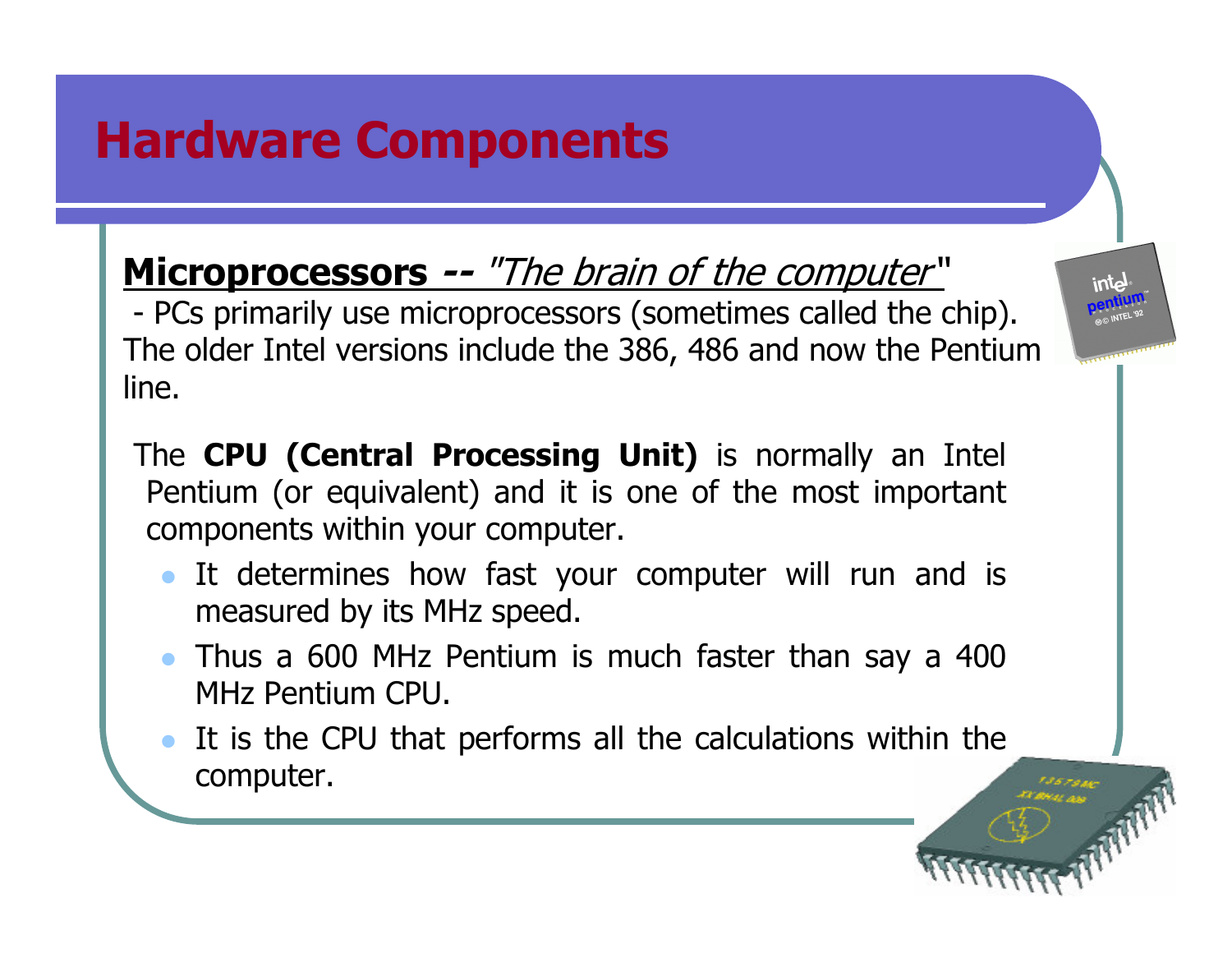# Hardware Components

**<u>Microprocessors -- *"The brain of the computer"*</u>**

- PCs primarily use microprocessors (sometimes called the chip). The older Intel versions include the 386, 486 and now the Pentium line.

The **CPU (Central Processing Unit)** is normally an Intel Pentium (or equivalent) and it is one of the most important components within your computer.

- It determines how fast your computer will run and is measured by its MHz speed.
- Thus a 600 MHz Pentium is much faster than say a 400 MHz Pentium CPU.
- It is the CPU that performs all the calculations within the computer.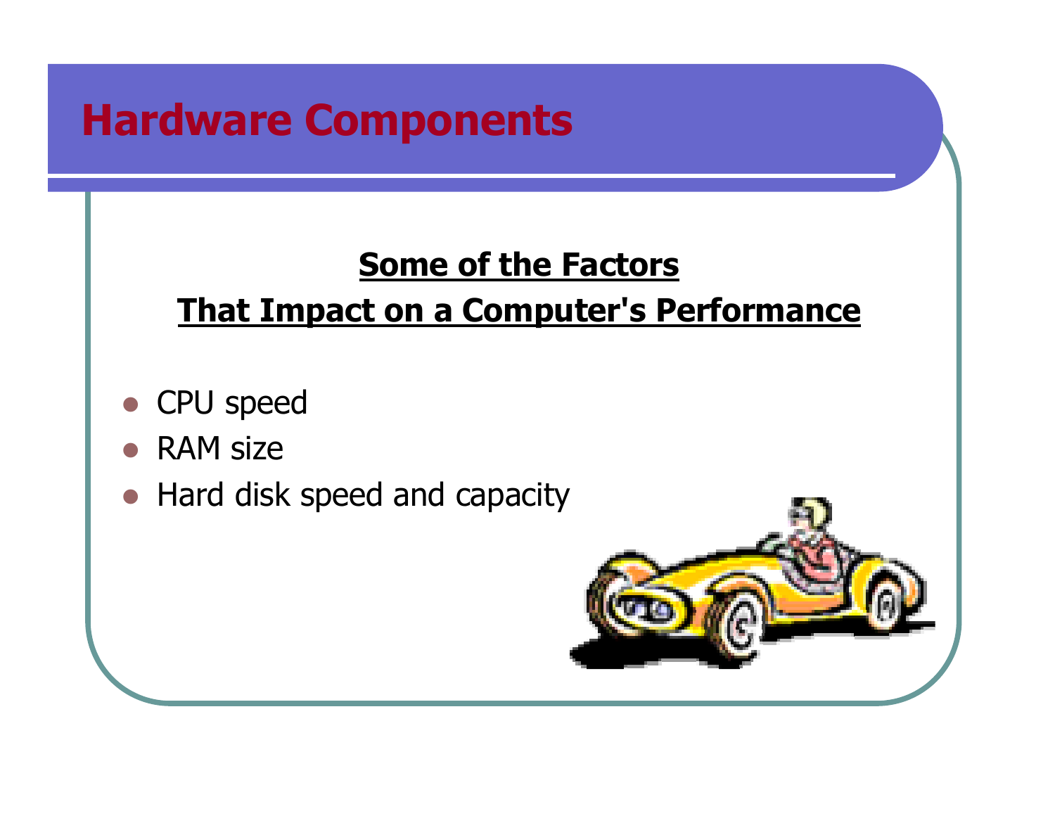# Hardware Components

**Some of the Factors**
**That Impact on a Computer's Performance**

- CPU speed
- RAM size
- Hard disk speed and capacity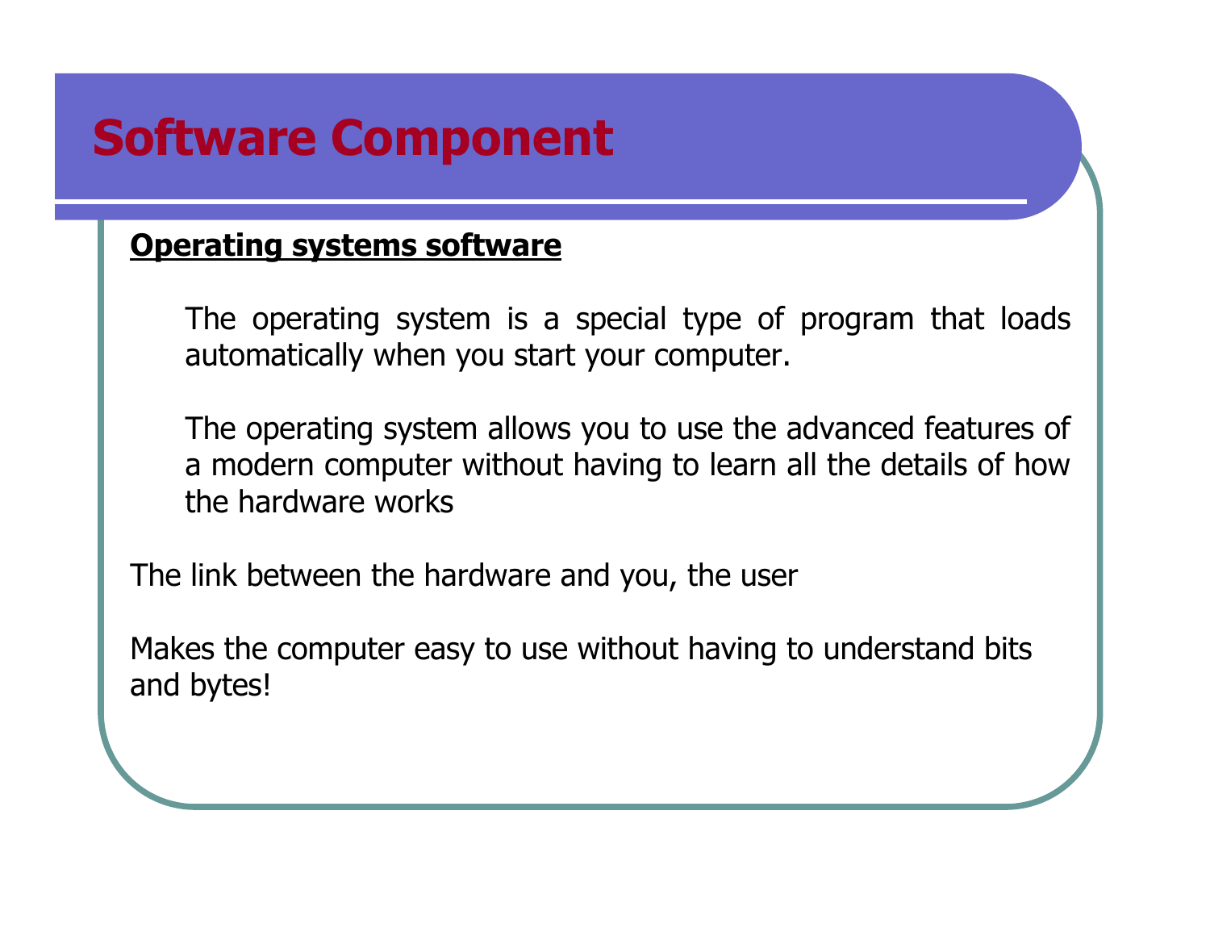# Software Component

**Operating systems software**

The operating system is a special type of program that loads automatically when you start your computer.

The operating system allows you to use the advanced features of a modern computer without having to learn all the details of how the hardware works

The link between the hardware and you, the user

Makes the computer easy to use without having to understand bits and bytes!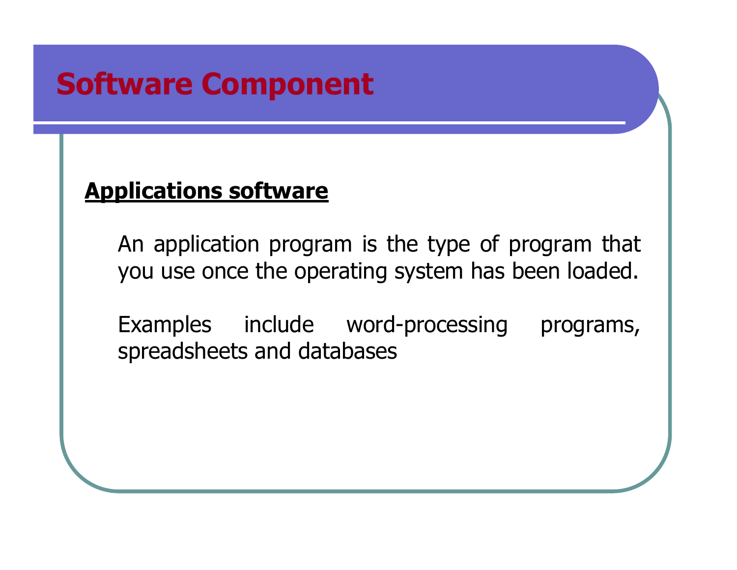# Software Component

**Applications software**

An application program is the type of program that you use once the operating system has been loaded.

Examples include word-processing programs, spreadsheets and databases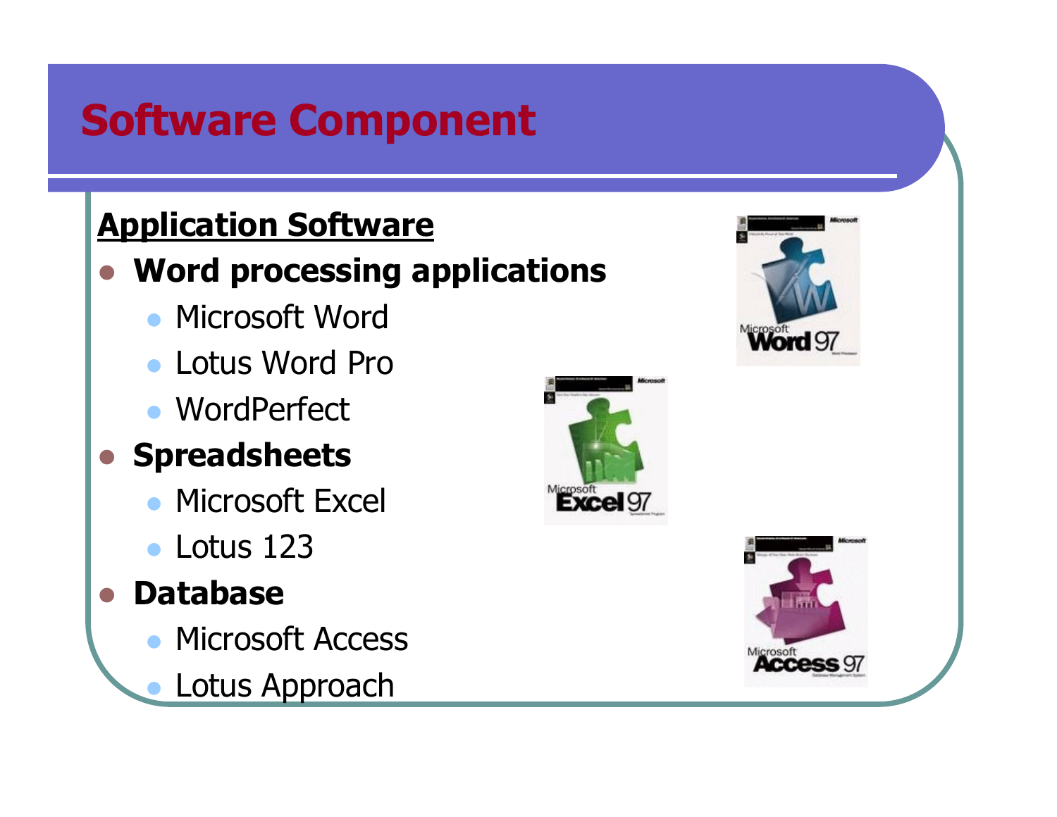# Software Component

## Application Software

- **Word processing applications**
  - Microsoft Word
  - Lotus Word Pro
  - WordPerfect
- **Spreadsheets**
  - Microsoft Excel
  - Lotus 123
- **Database**
  - Microsoft Access
  - Lotus Approach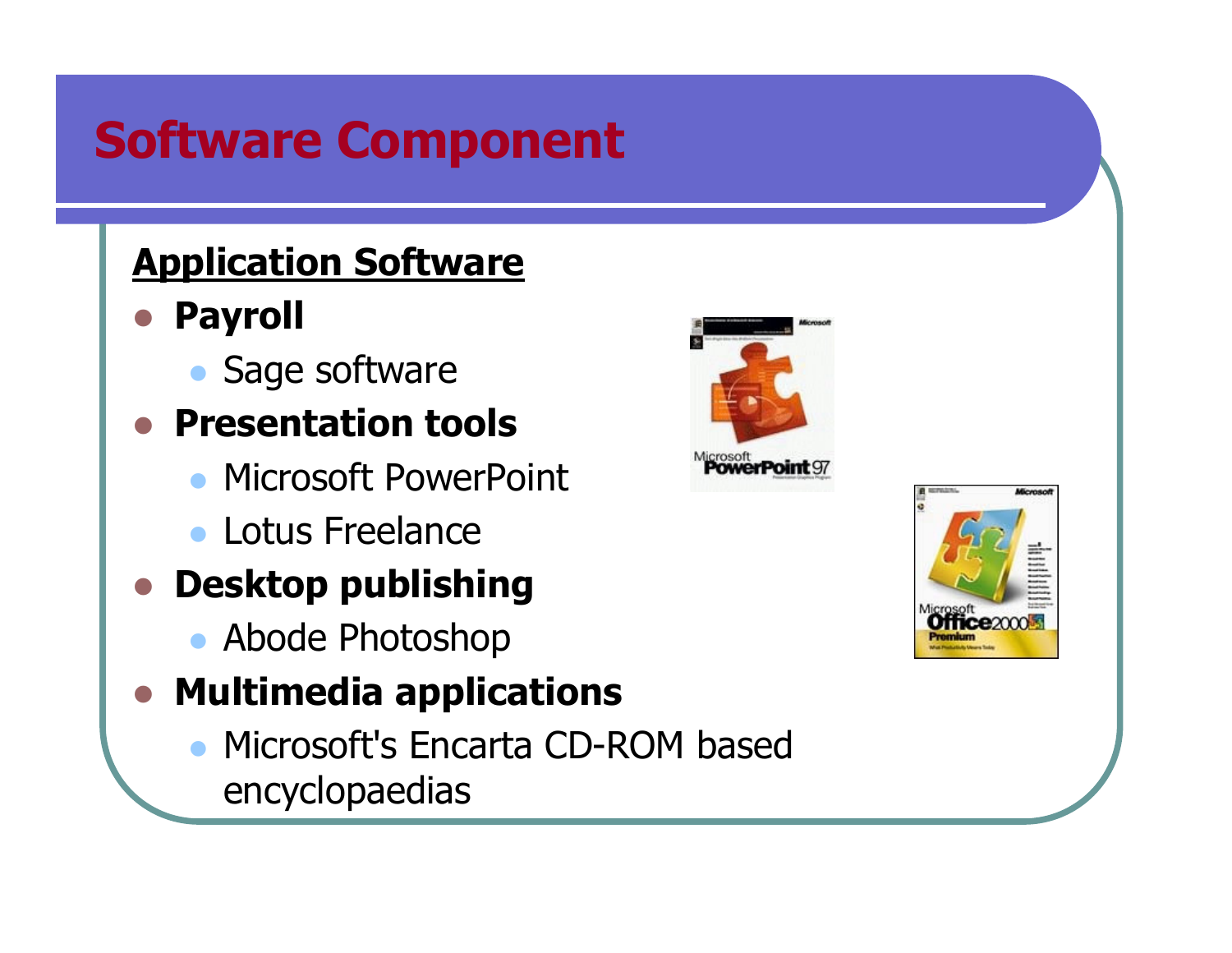# Software Component

**Application Software**

- **Payroll**
  - Sage software
- **Presentation tools**
  - Microsoft PowerPoint
  - Lotus Freelance
- **Desktop publishing**
  - Abode Photoshop
- **Multimedia applications**
  - Microsoft's Encarta CD-ROM based encyclopaedias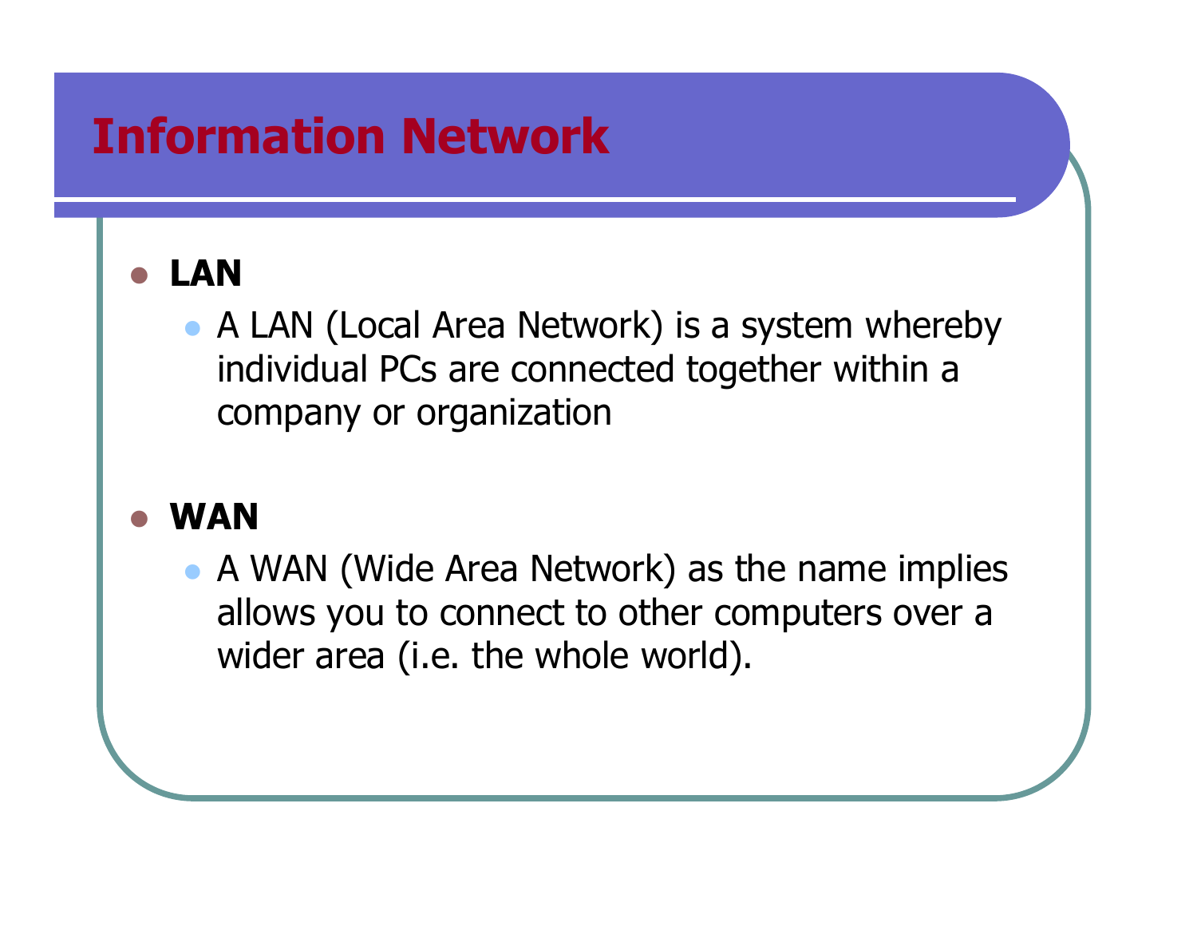# Information Network

- **LAN**
  - A LAN (Local Area Network) is a system whereby individual PCs are connected together within a company or organization
- **WAN**
  - A WAN (Wide Area Network) as the name implies allows you to connect to other computers over a wider area (i.e. the whole world).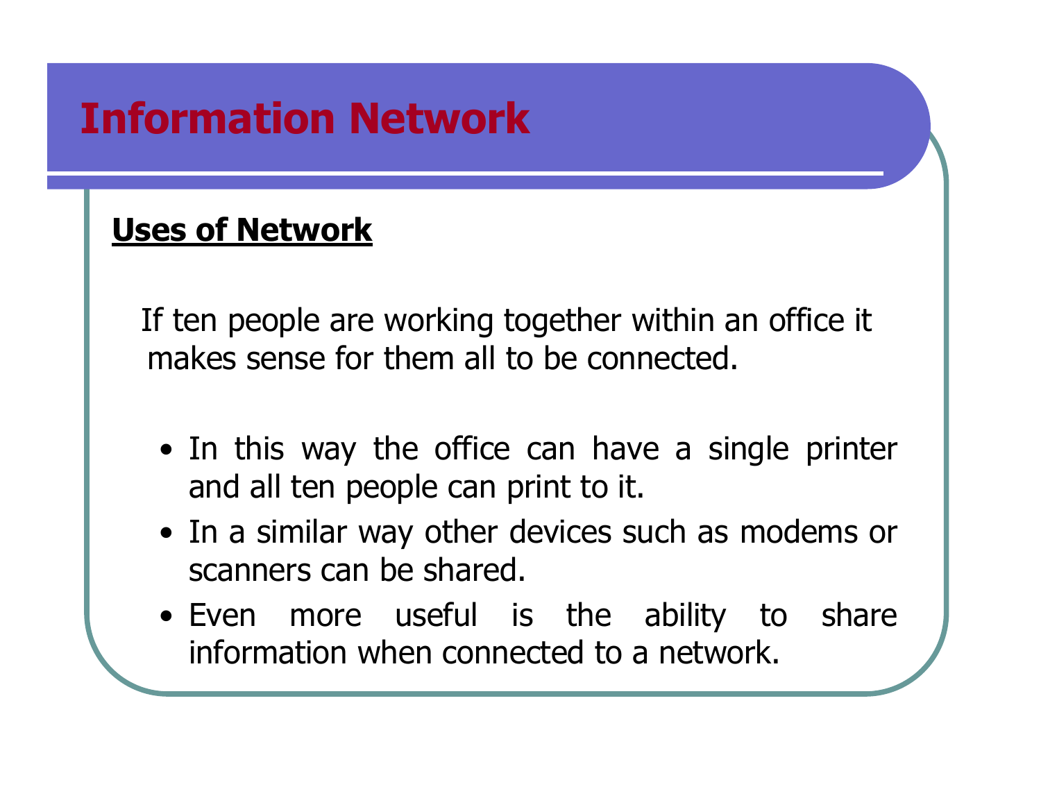# Information Network

**Uses of Network**

If ten people are working together within an office it makes sense for them all to be connected.

- In this way the office can have a single printer and all ten people can print to it.
- In a similar way other devices such as modems or scanners can be shared.
- Even more useful is the ability to share information when connected to a network.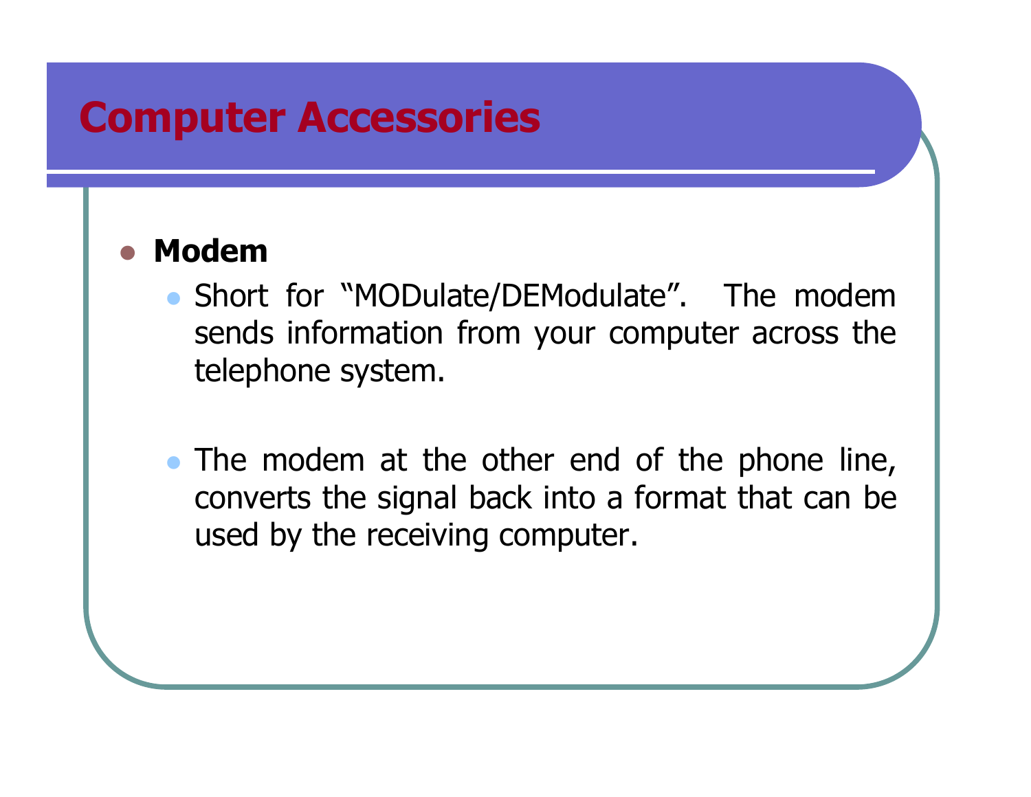# Computer Accessories

- **Modem**
  - Short for “MODulate/DEModulate”. The modem sends information from your computer across the telephone system.
  - The modem at the other end of the phone line, converts the signal back into a format that can be used by the receiving computer.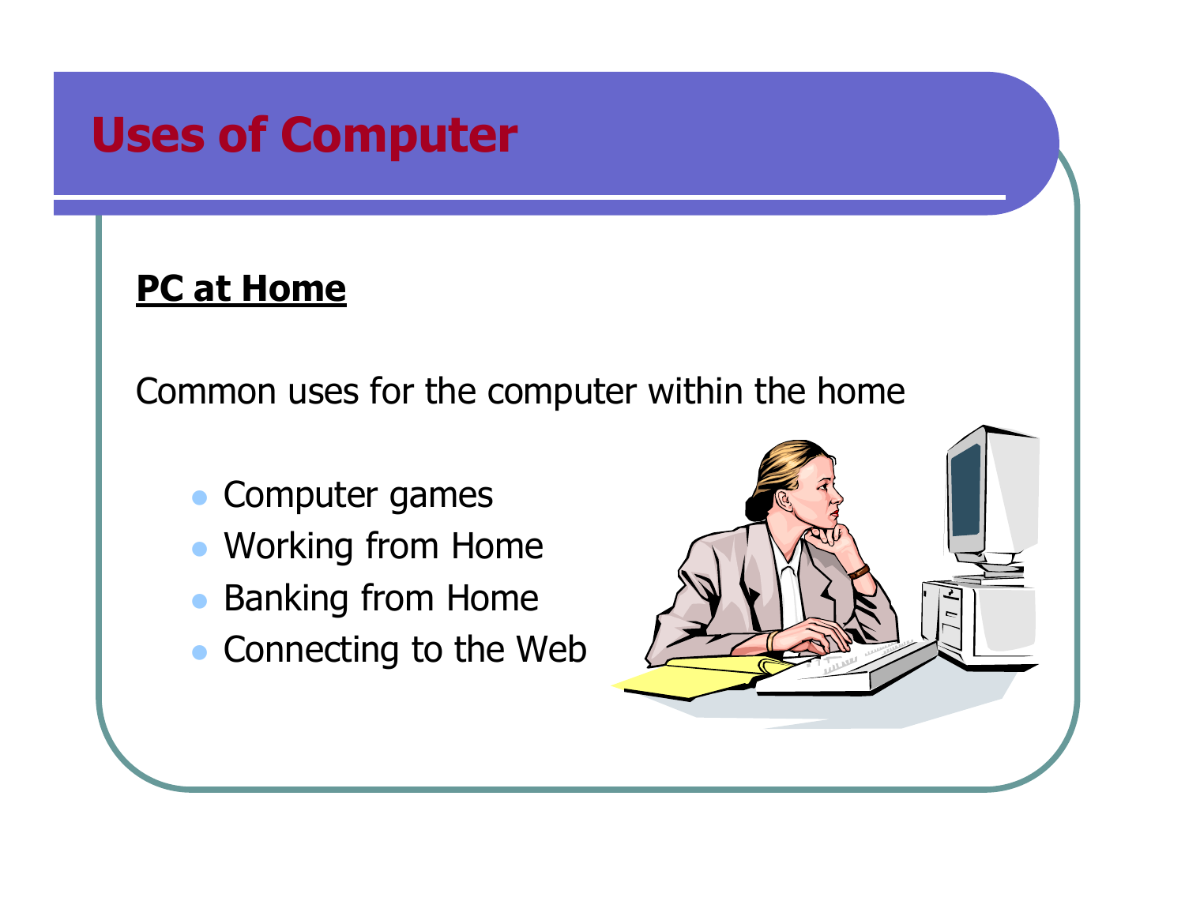# Uses of Computer

**PC at Home**

Common uses for the computer within the home

- Computer games
- Working from Home
- Banking from Home
- Connecting to the Web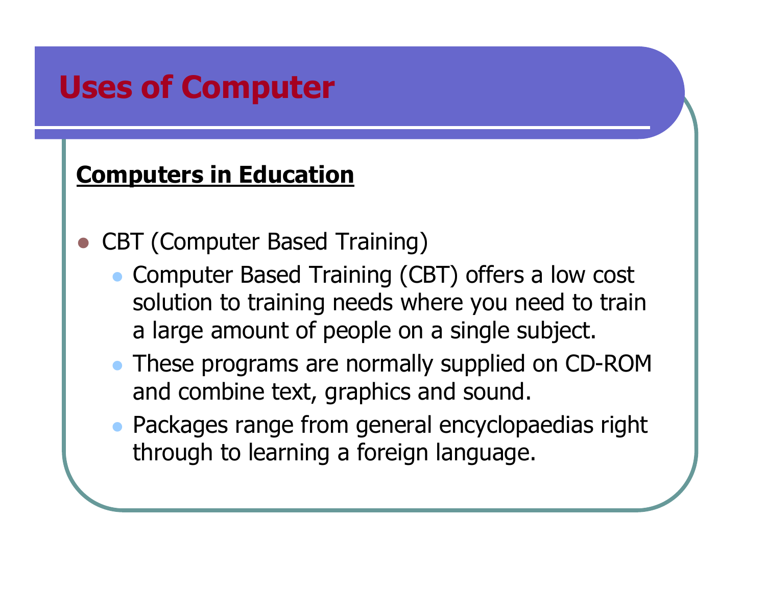# Uses of Computer

**Computers in Education**

- CBT (Computer Based Training)
  - Computer Based Training (CBT) offers a low cost solution to training needs where you need to train a large amount of people on a single subject.
  - These programs are normally supplied on CD-ROM and combine text, graphics and sound.
  - Packages range from general encyclopaedias right through to learning a foreign language.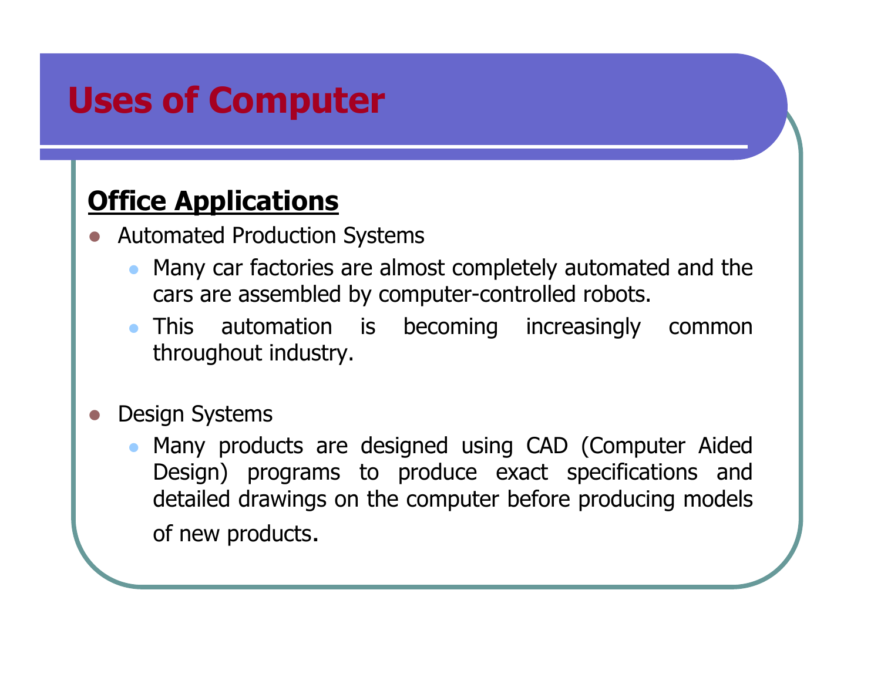# Uses of Computer

**Office Applications**

- Automated Production Systems
  - Many car factories are almost completely automated and the cars are assembled by computer-controlled robots.
  - This automation is becoming increasingly common throughout industry.

- Design Systems
  - Many products are designed using CAD (Computer Aided Design) programs to produce exact specifications and detailed drawings on the computer before producing models of new products.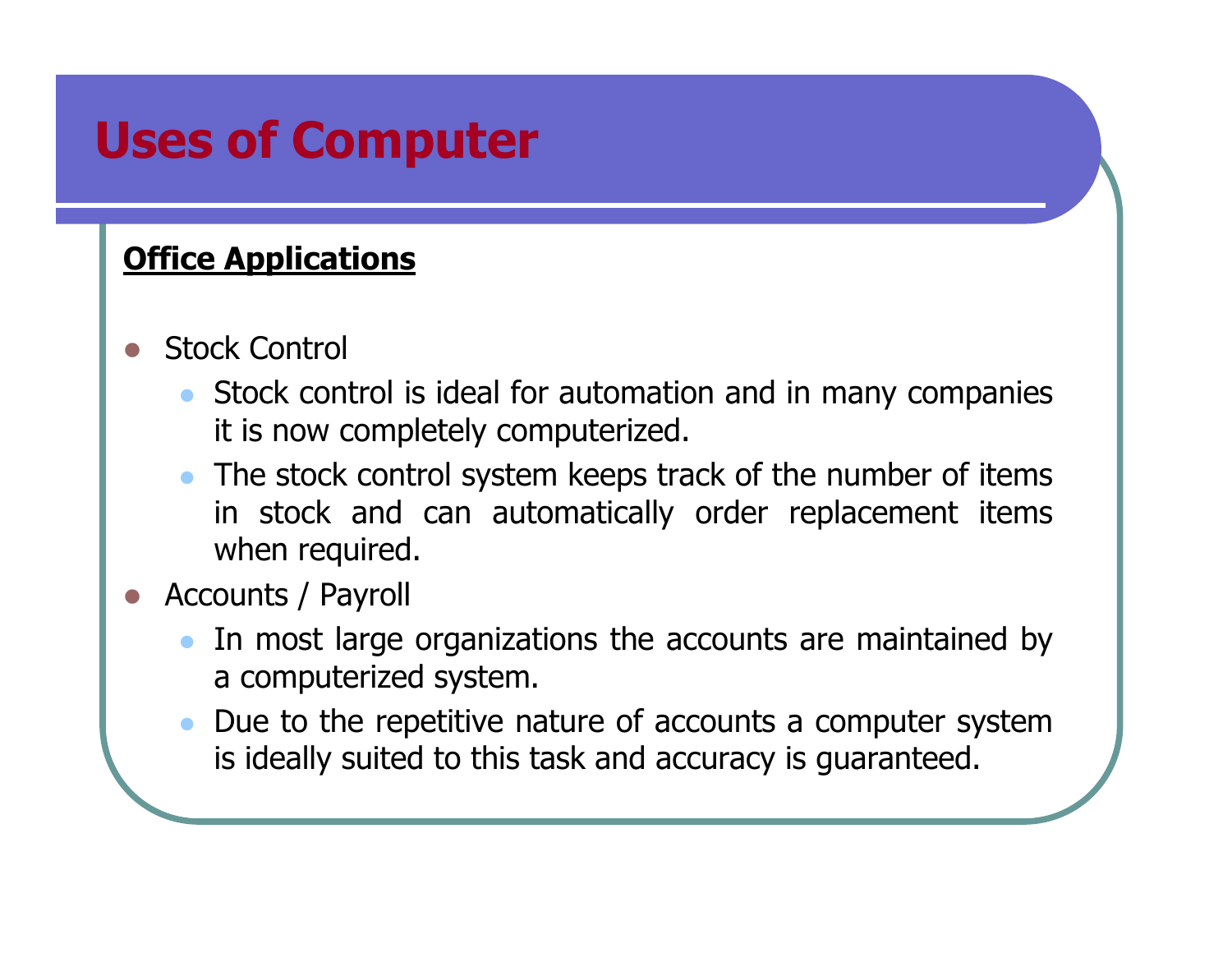# Uses of Computer

**Office Applications**

- Stock Control
  - Stock control is ideal for automation and in many companies it is now completely computerized.
  - The stock control system keeps track of the number of items in stock and can automatically order replacement items when required.
- Accounts / Payroll
  - In most large organizations the accounts are maintained by a computerized system.
  - Due to the repetitive nature of accounts a computer system is ideally suited to this task and accuracy is guaranteed.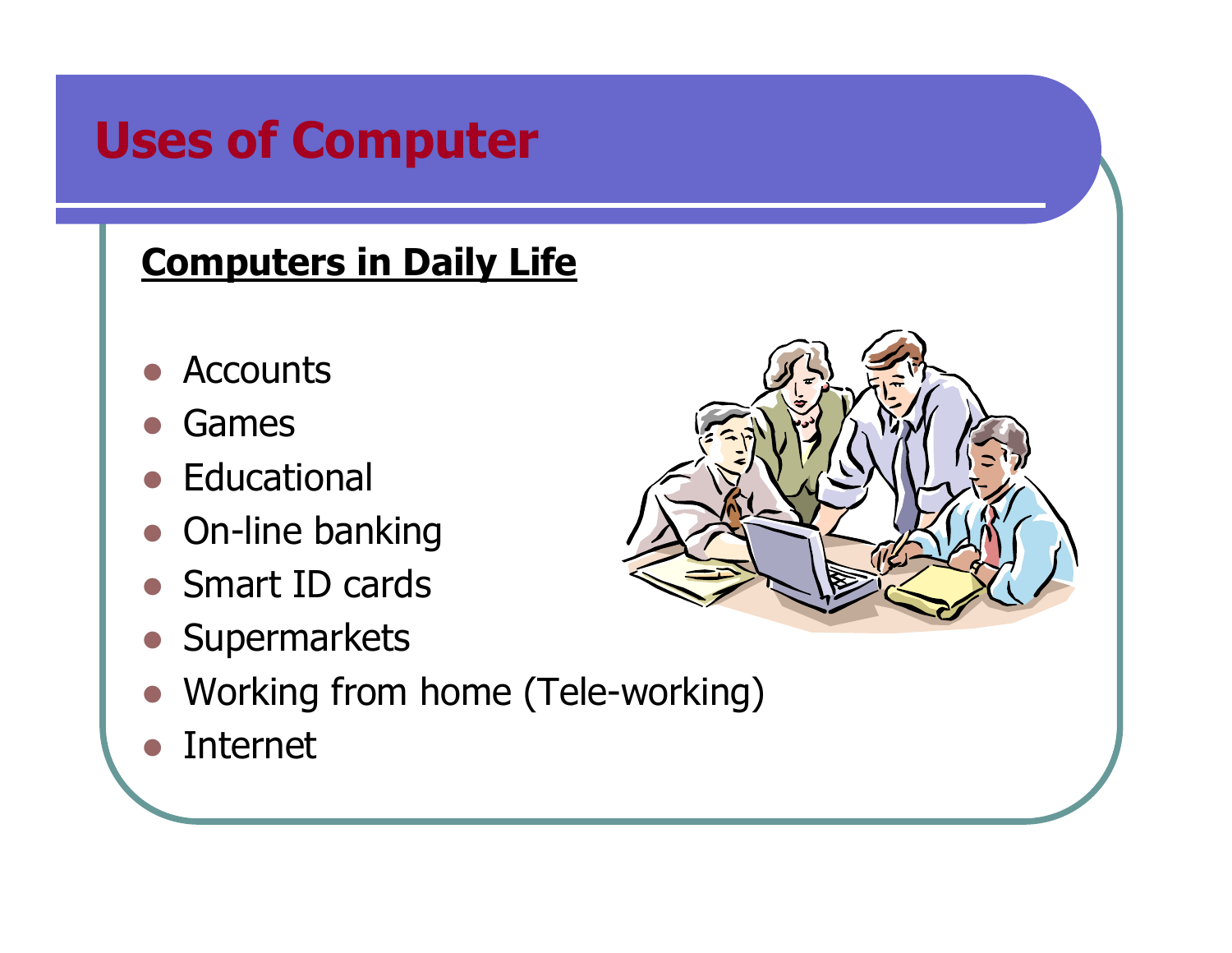# Uses of Computer

**Computers in Daily Life**

- Accounts
- Games
- Educational
- On-line banking
- Smart ID cards
- Supermarkets
- Working from home (Tele-working)
- Internet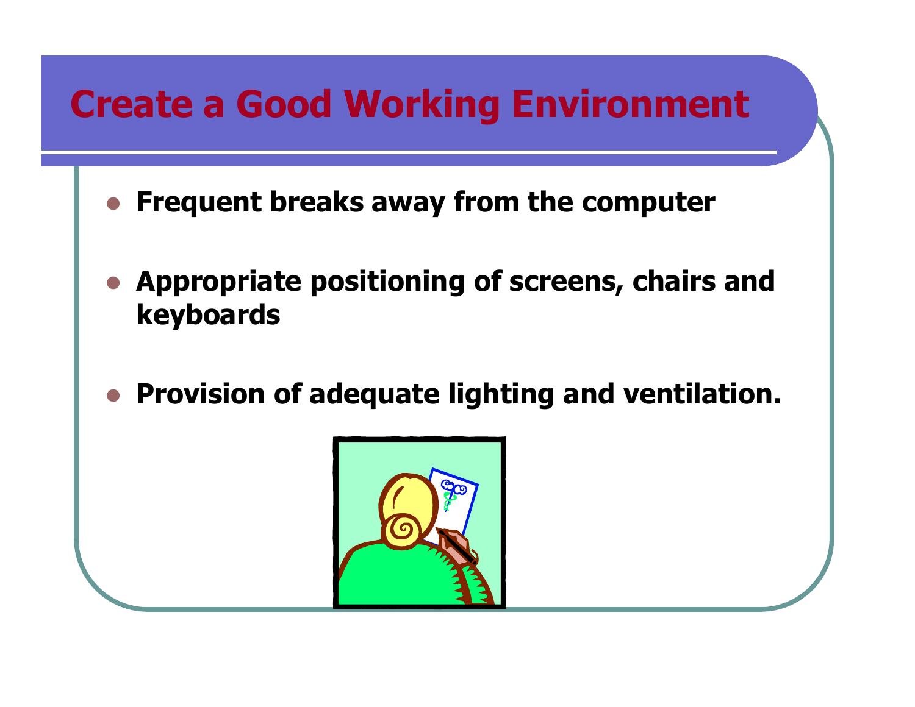# Create a Good Working Environment

- **Frequent breaks away from the computer**
- **Appropriate positioning of screens, chairs and keyboards**
- **Provision of adequate lighting and ventilation.**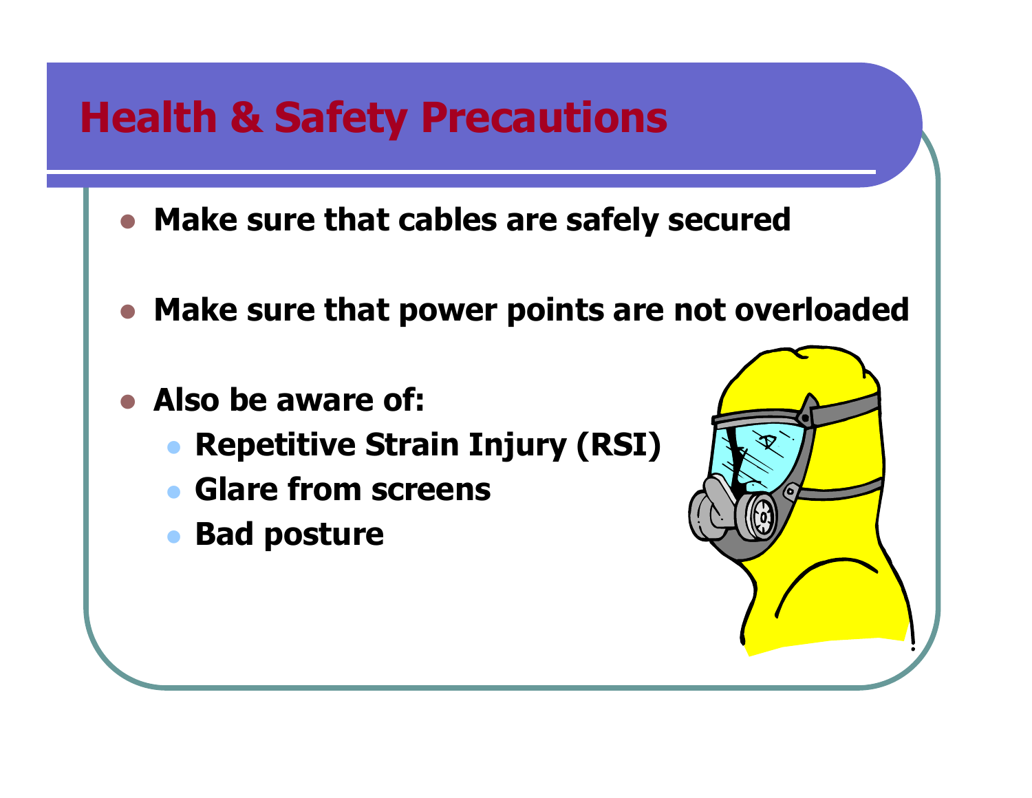# Health & Safety Precautions

- **Make sure that cables are safely secured**
- **Make sure that power points are not overloaded**
- **Also be aware of:**
  - **Repetitive Strain Injury (RSI)**
  - **Glare from screens**
  - **Bad posture**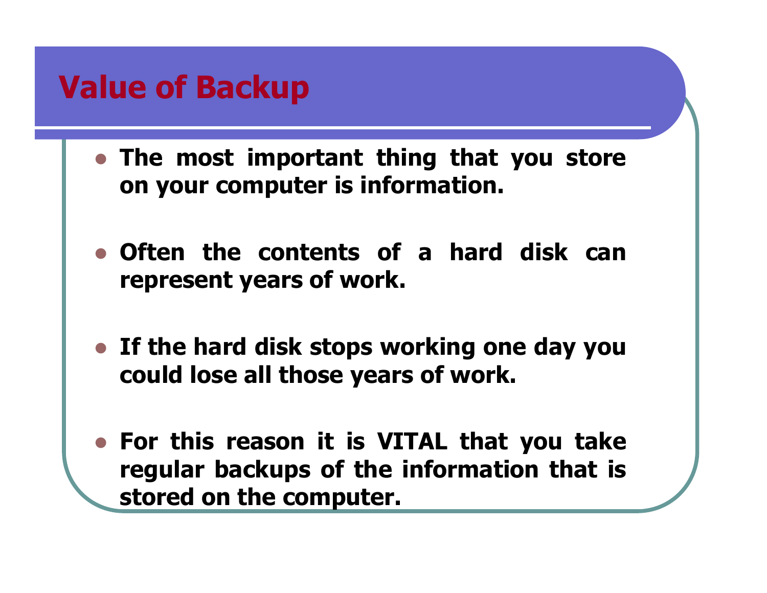# Value of Backup

- **The most important thing that you store on your computer is information.**
- **Often the contents of a hard disk can represent years of work.**
- **If the hard disk stops working one day you could lose all those years of work.**
- **For this reason it is VITAL that you take regular backups of the information that is stored on the computer.**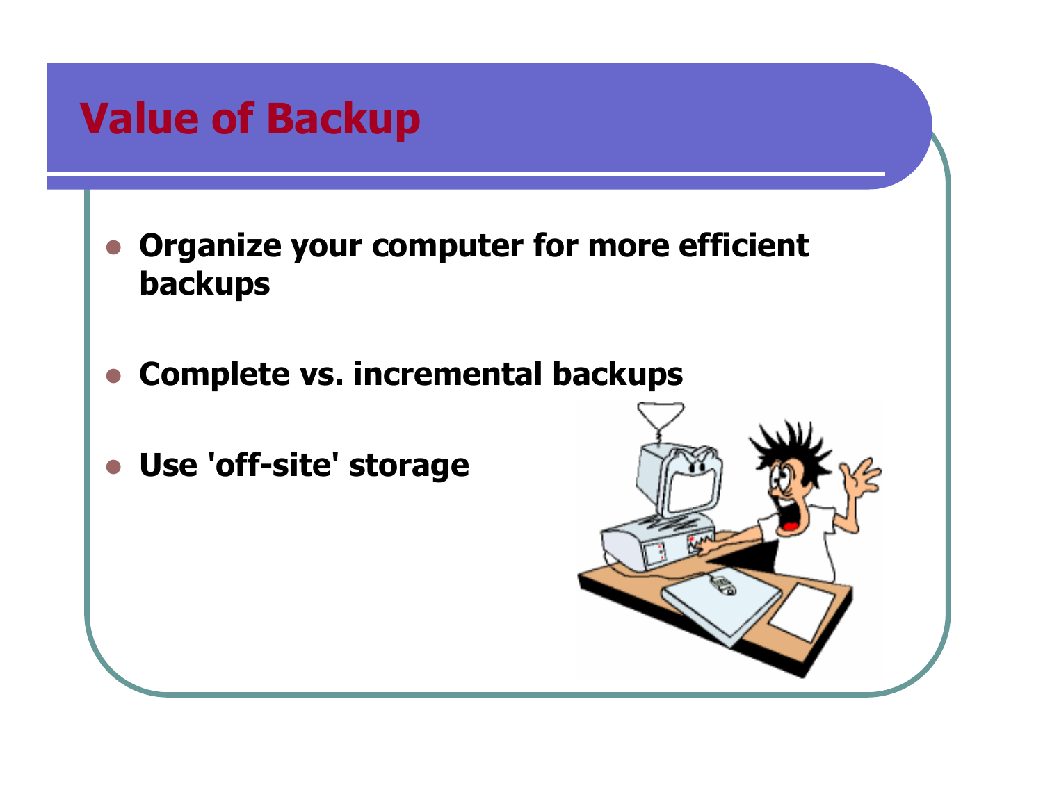# Value of Backup

- **Organize your computer for more efficient backups**
- **Complete vs. incremental backups**
- **Use 'off-site' storage**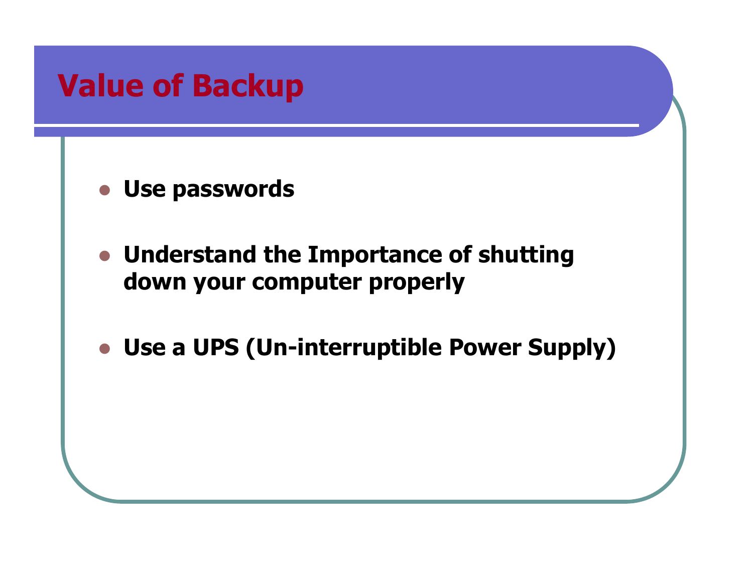# Value of Backup

- **Use passwords**
- **Understand the Importance of shutting down your computer properly**
- **Use a UPS (Un-interruptible Power Supply)**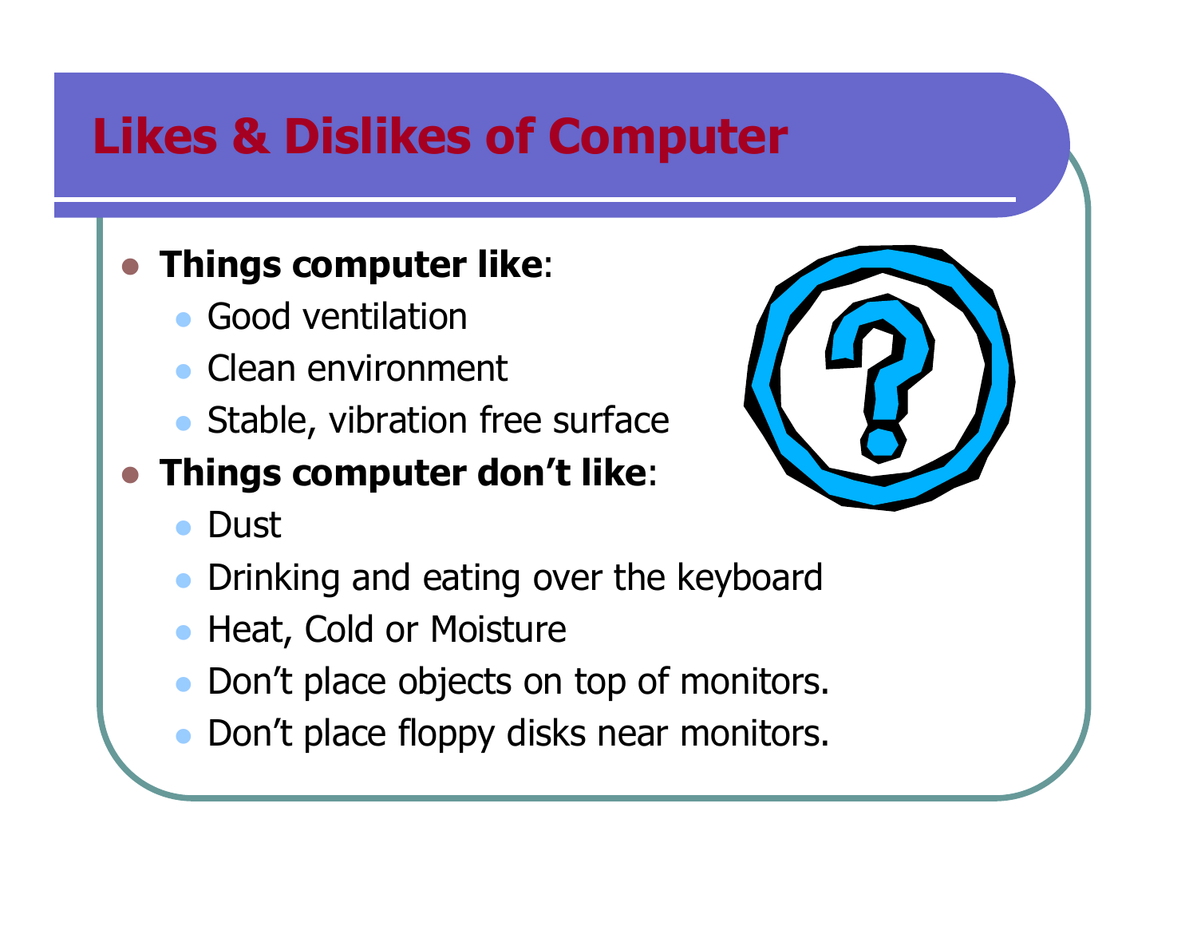# Likes & Dislikes of Computer

- **Things computer like**:
  - Good ventilation
  - Clean environment
  - Stable, vibration free surface
- **Things computer don't like**:
  - Dust
  - Drinking and eating over the keyboard
  - Heat, Cold or Moisture
  - Don't place objects on top of monitors.
  - Don't place floppy disks near monitors.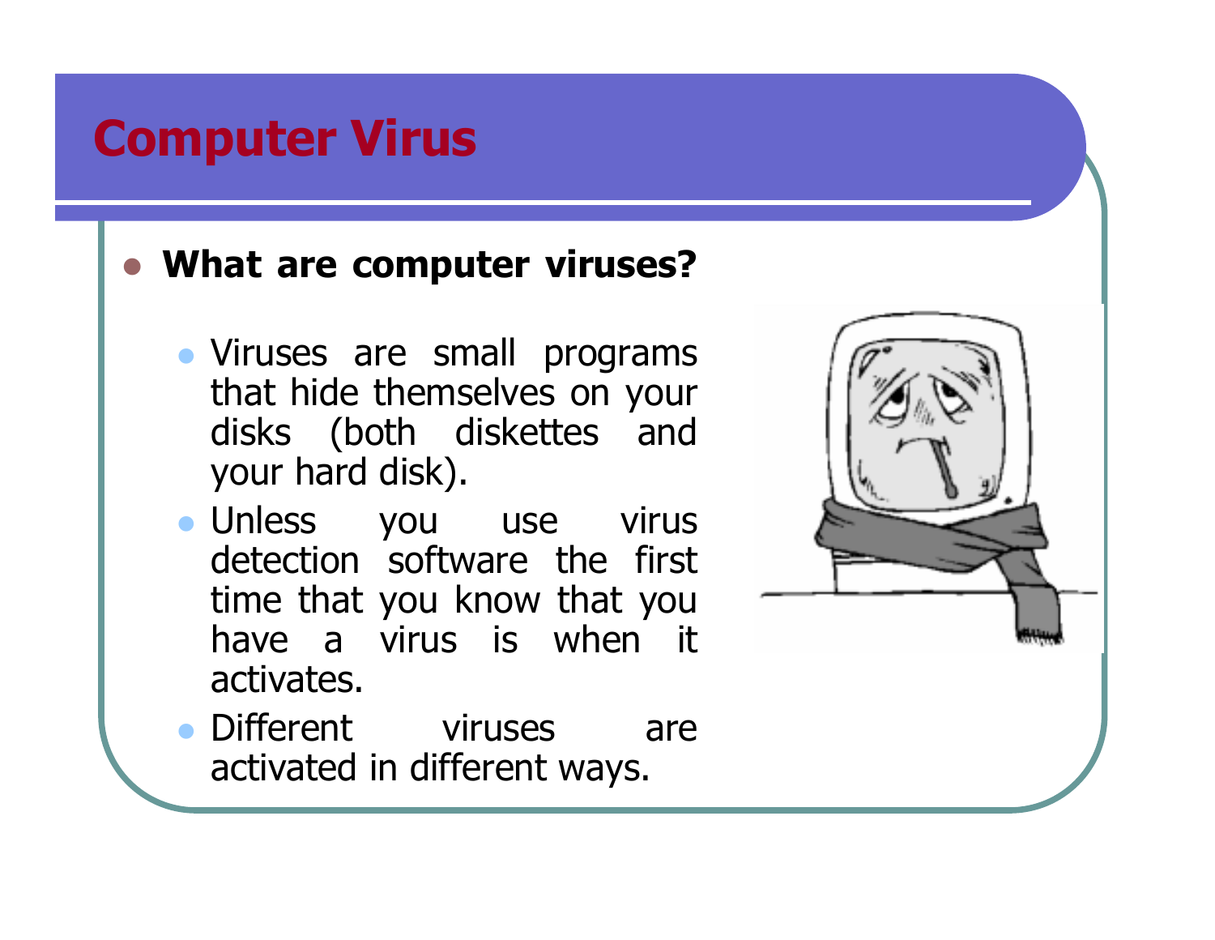# Computer Virus

- **What are computer viruses?**
  - Viruses are small programs that hide themselves on your disks (both diskettes and your hard disk).
  - Unless you use virus detection software the first time that you know that you have a virus is when it activates.
  - Different viruses are activated in different ways.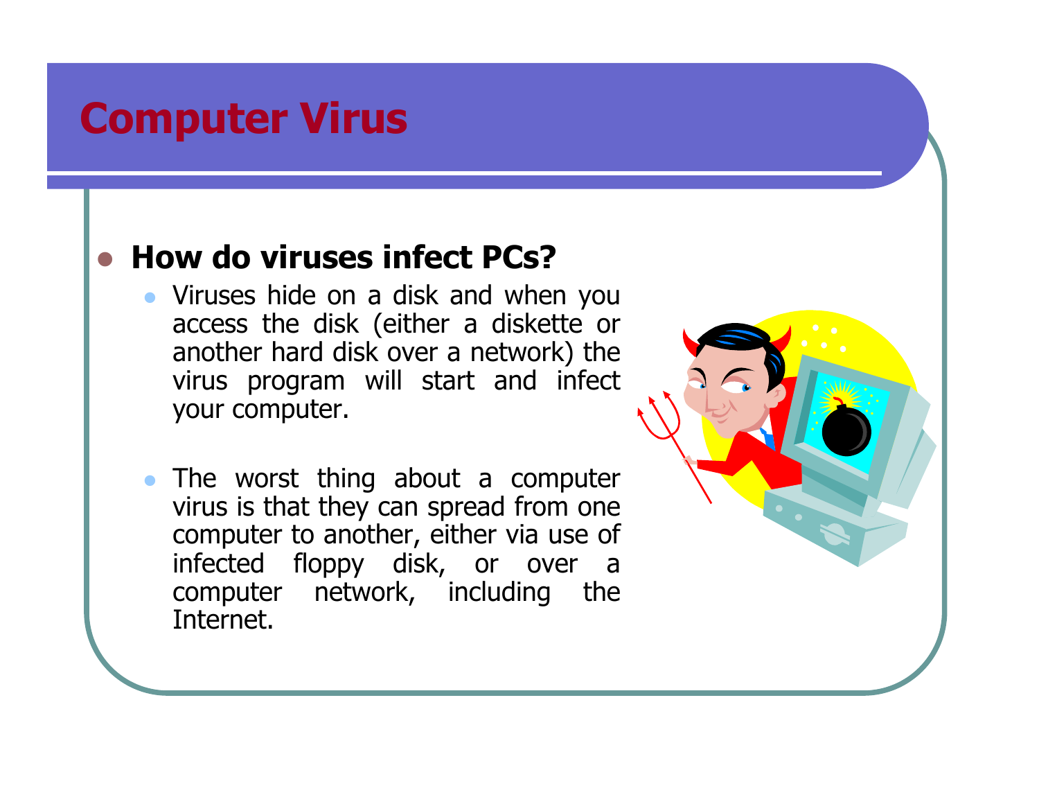# Computer Virus

- **How do viruses infect PCs?**
  - Viruses hide on a disk and when you access the disk (either a diskette or another hard disk over a network) the virus program will start and infect your computer.
  - The worst thing about a computer virus is that they can spread from one computer to another, either via use of infected floppy disk, or over a computer network, including the Internet.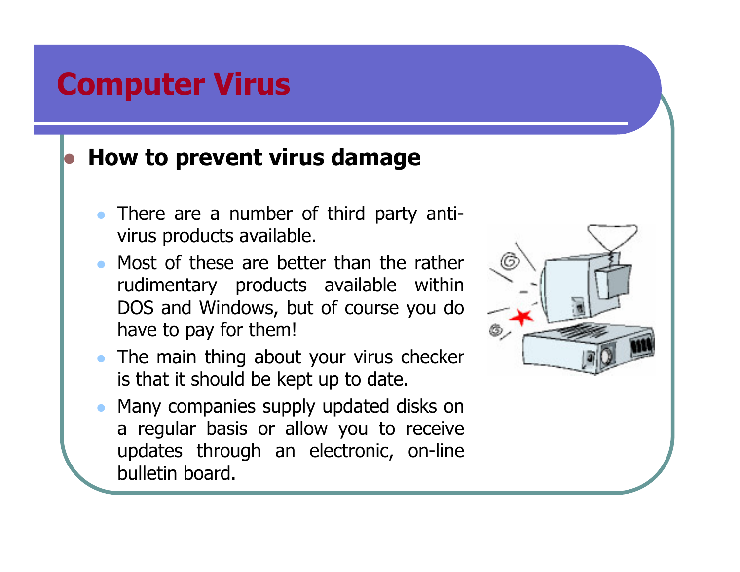# Computer Virus

- **How to prevent virus damage**
  - There are a number of third party anti-virus products available.
  - Most of these are better than the rather rudimentary products available within DOS and Windows, but of course you do have to pay for them!
  - The main thing about your virus checker is that it should be kept up to date.
  - Many companies supply updated disks on a regular basis or allow you to receive updates through an electronic, on-line bulletin board.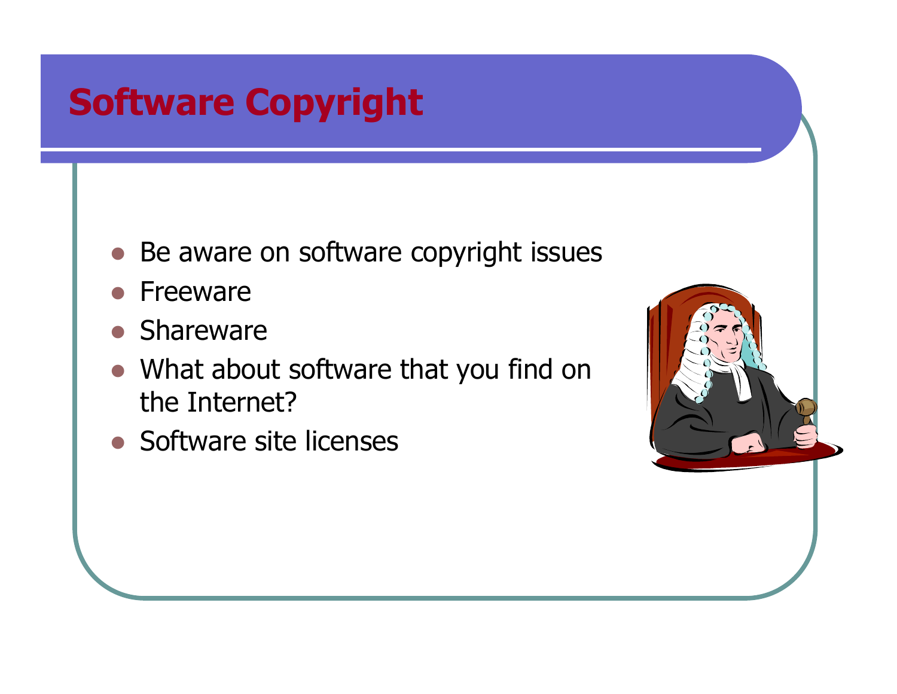# Software Copyright

- Be aware on software copyright issues
- Freeware
- Shareware
- What about software that you find on the Internet?
- Software site licenses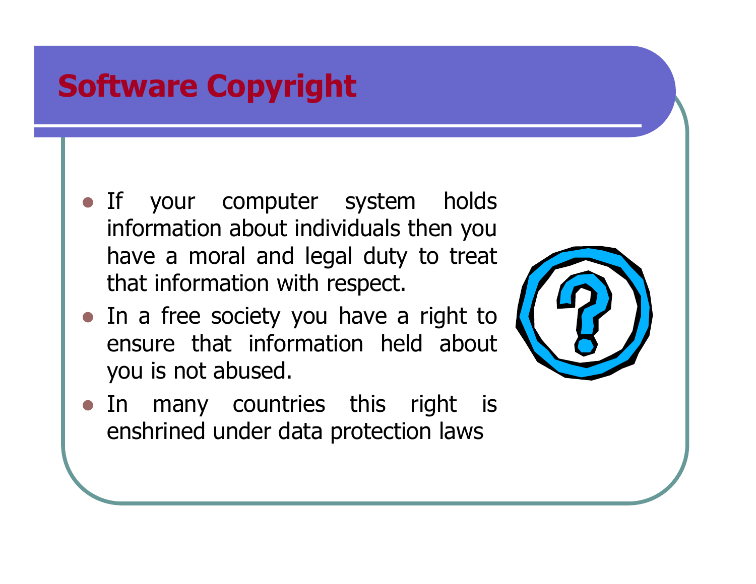# Software Copyright

- If your computer system holds information about individuals then you have a moral and legal duty to treat that information with respect.
- In a free society you have a right to ensure that information held about you is not abused.
- In many countries this right is enshrined under data protection laws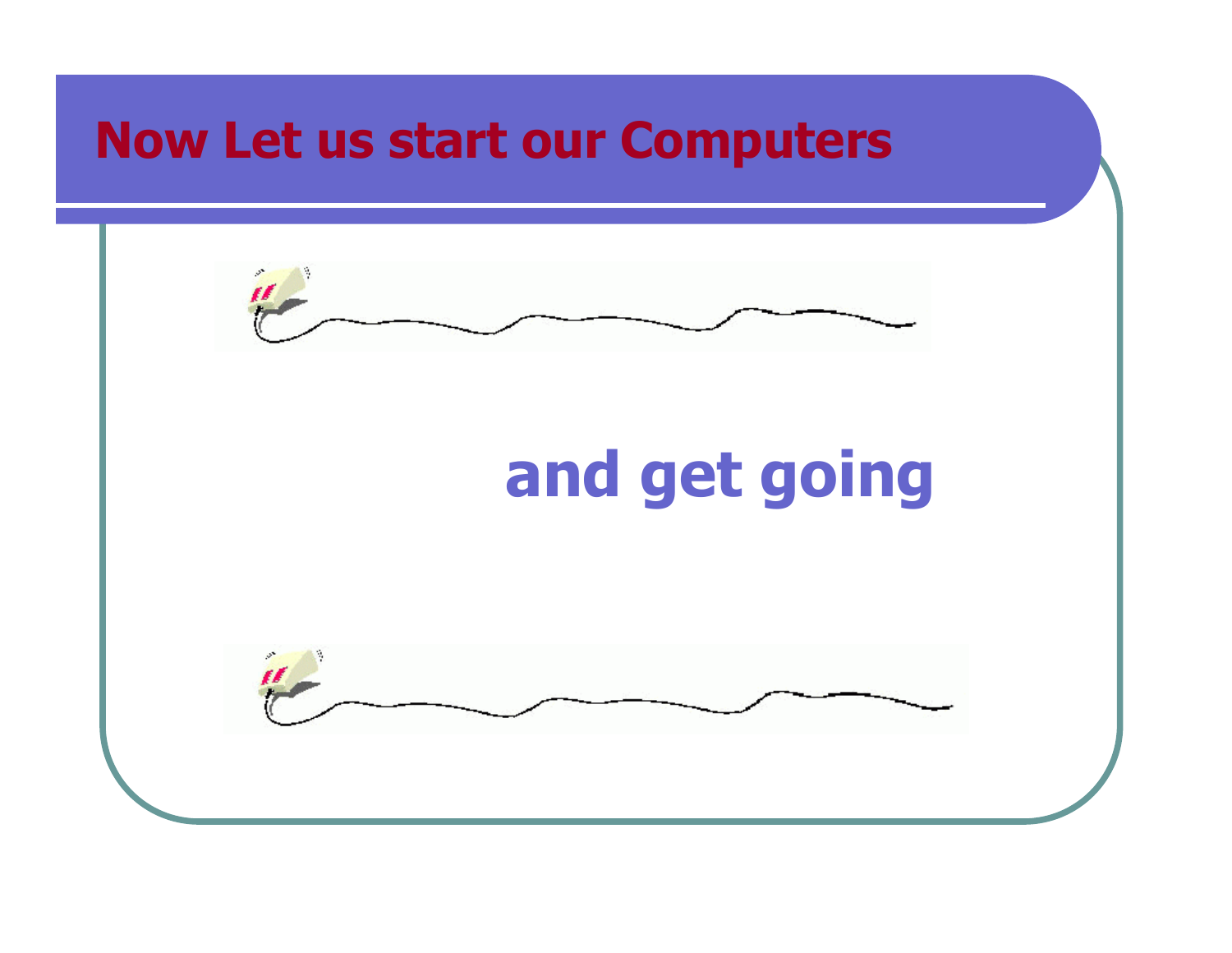# Now Let us start our Computers

**and get going**